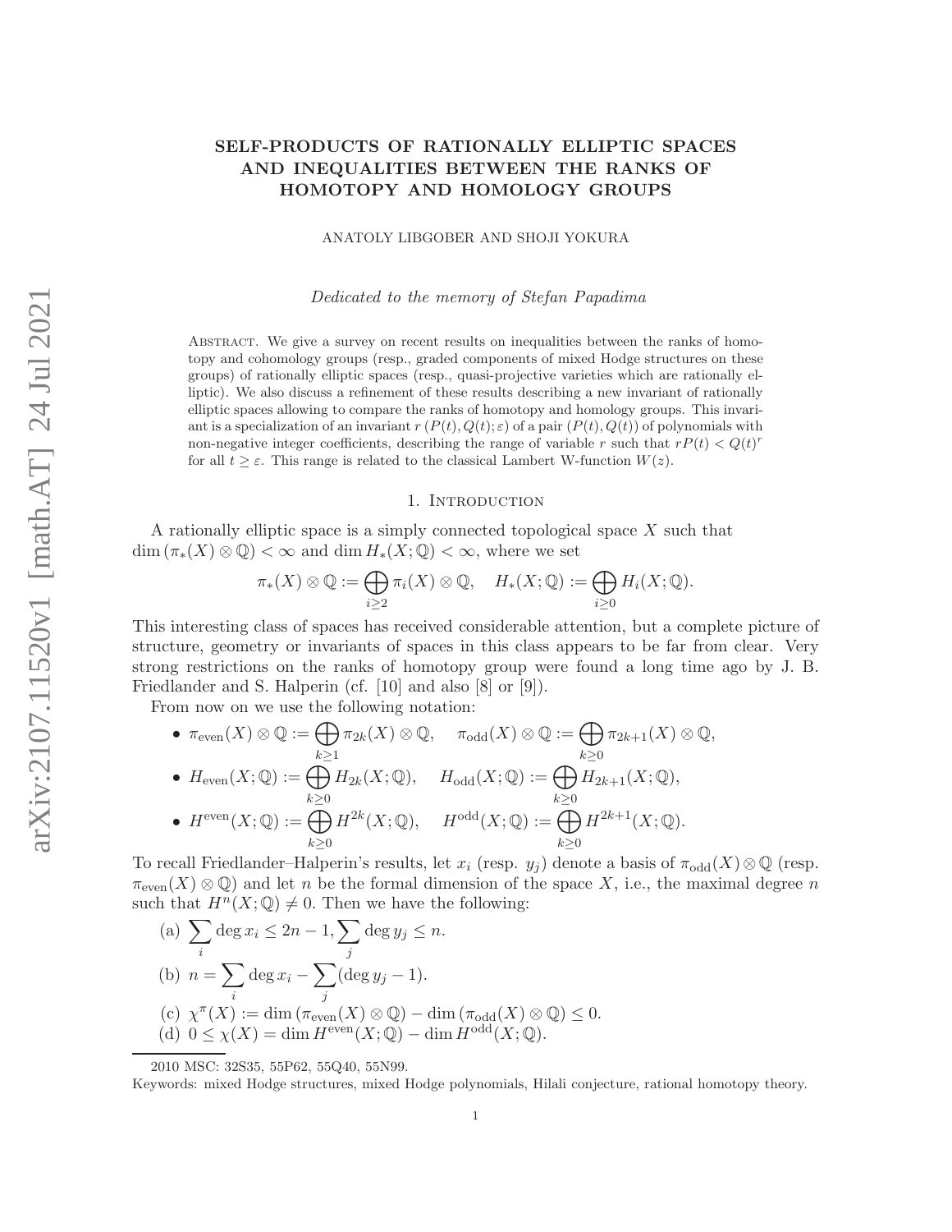# SELF-PRODUCTS OF RATIONALLY ELLIPTIC SPACES AND INEQUALITIES BETWEEN THE RANKS OF HOMOTOPY AND HOMOLOGY GROUPS

ANATOLY LIBGOBER AND SHOJI YOKURA

*Dedicated to the memory of Stefan Papadima*

Abstract. We give a survey on recent results on inequalities between the ranks of homotopy and cohomology groups (resp., graded components of mixed Hodge structures on these groups) of rationally elliptic spaces (resp., quasi-projective varieties which are rationally elliptic). We also discuss a refinement of these results describing a new invariant of rationally elliptic spaces allowing to compare the ranks of homotopy and homology groups. This invariant is a specialization of an invariant $r\,(P(t), Q(t); \varepsilon)$ of a pair $(P(t), Q(t))$ of polynomials with non-negative integer coefficients, describing the range of variable $r$ such that $rP(t) < Q(t)^r$ for all $t \geq \varepsilon$. This range is related to the classical Lambert W-function $W(z)$.

## 1. Introduction

A rationally elliptic space is a simply connected topological space $X$ such that $\dim(\pi_*(X) \otimes \mathbb{Q}) < \infty$ and $\dim H_*(X; \mathbb{Q}) < \infty$, where we set

$$\pi_*(X) \otimes \mathbb{Q} := \bigoplus_{i \geq 2} \pi_i(X) \otimes \mathbb{Q}, \quad H_*(X; \mathbb{Q}) := \bigoplus_{i \geq 0} H_i(X; \mathbb{Q}).$$

This interesting class of spaces has received considerable attention, but a complete picture of structure, geometry or invariants of spaces in this class appears to be far from clear. Very strong restrictions on the ranks of homotopy group were found a long time ago by J. B. Friedlander and S. Halperin (cf. [10] and also [8] or [9]).

From now on we use the following notation:

- $\pi_{\mathrm{even}}(X) \otimes \mathbb{Q} := \bigoplus_{k \geq 1} \pi_{2k}(X) \otimes \mathbb{Q}, \quad \pi_{\mathrm{odd}}(X) \otimes \mathbb{Q} := \bigoplus_{k \geq 0} \pi_{2k+1}(X) \otimes \mathbb{Q},$
- $H_{\mathrm{even}}(X; \mathbb{Q}) := \bigoplus_{k \geq 0} H_{2k}(X; \mathbb{Q}), \quad H_{\mathrm{odd}}(X; \mathbb{Q}) := \bigoplus_{k \geq 0} H_{2k+1}(X; \mathbb{Q}),$
- $H^{\mathrm{even}}(X; \mathbb{Q}) := \bigoplus_{k \geq 0} H^{2k}(X; \mathbb{Q}), \quad H^{\mathrm{odd}}(X; \mathbb{Q}) := \bigoplus_{k \geq 0} H^{2k+1}(X; \mathbb{Q}).$

To recall Friedlander–Halperin's results, let $x_i$ (resp. $y_j$) denote a basis of $\pi_{\mathrm{odd}}(X) \otimes \mathbb{Q}$ (resp. $\pi_{\mathrm{even}}(X) \otimes \mathbb{Q}$) and let $n$ be the formal dimension of the space $X$, i.e., the maximal degree $n$ such that $H^n(X; \mathbb{Q}) \neq 0$. Then we have the following:

(a) $\sum_i \deg x_i \leq 2n - 1, \sum_j \deg y_j \leq n.$

(b) $n = \sum_i \deg x_i - \sum_j (\deg y_j - 1).$

(c) $\chi^\pi(X) := \dim(\pi_{\mathrm{even}}(X) \otimes \mathbb{Q}) - \dim(\pi_{\mathrm{odd}}(X) \otimes \mathbb{Q}) \leq 0.$

(d) $0 \leq \chi(X) = \dim H^{\mathrm{even}}(X; \mathbb{Q}) - \dim H^{\mathrm{odd}}(X; \mathbb{Q}).$

2010 MSC: 32S35, 55P62, 55Q40, 55N99.

Keywords: mixed Hodge structures, mixed Hodge polynomials, Hilali conjecture, rational homotopy theory.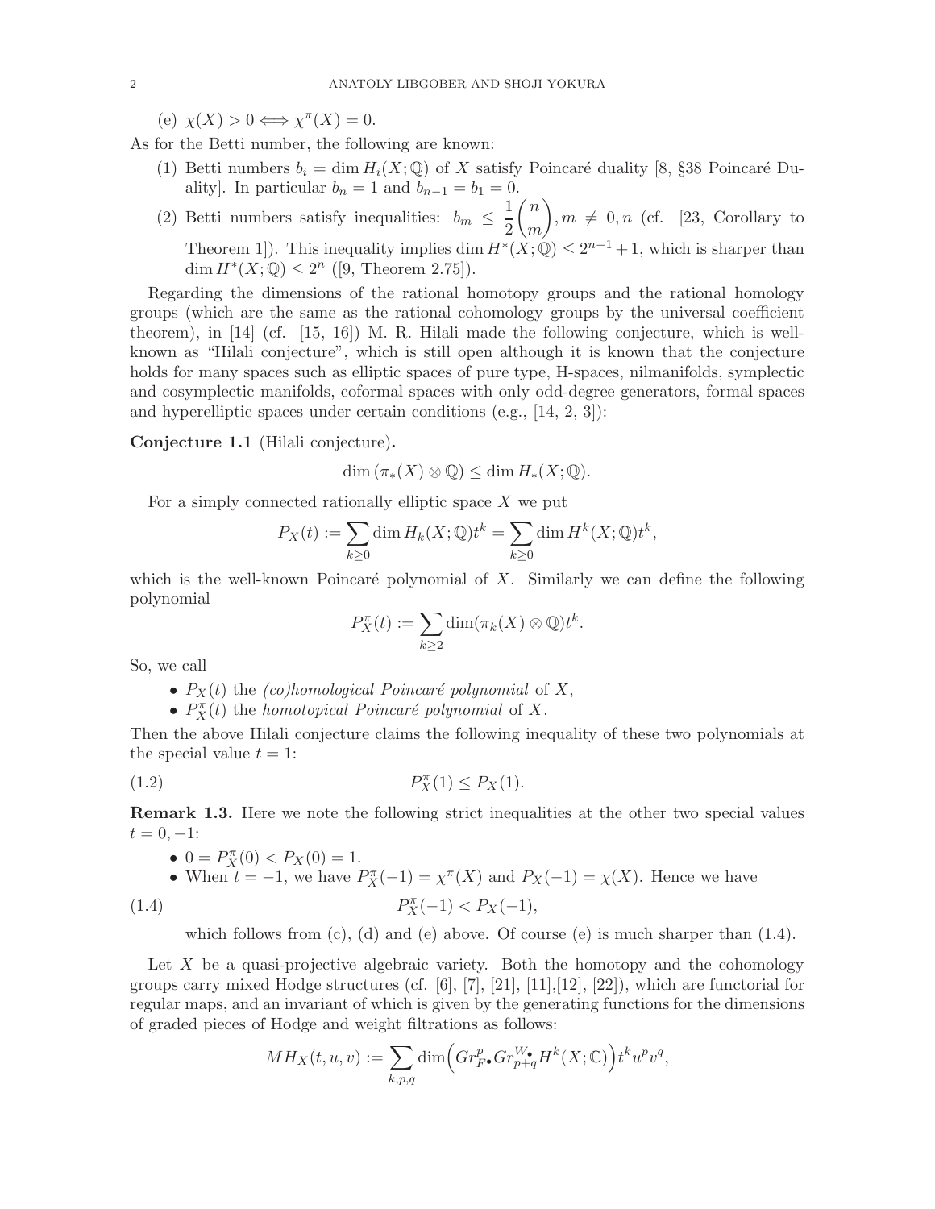(e) $\chi(X) > 0 \Longleftrightarrow \chi^\pi(X) = 0$.

As for the Betti number, the following are known:

(1) Betti numbers $b_i = \dim H_i(X;\mathbb{Q})$ of $X$ satisfy Poincaré duality [8, §38 Poincaré Duality]. In particular $b_n = 1$ and $b_{n-1} = b_1 = 0$.

(2) Betti numbers satisfy inequalities: $b_m \leq \dfrac{1}{2}\dbinom{n}{m}, m \neq 0, n$ (cf. [23, Corollary to Theorem 1]). This inequality implies $\dim H^*(X;\mathbb{Q}) \leq 2^{n-1}+1$, which is sharper than $\dim H^*(X;\mathbb{Q}) \leq 2^n$ ([9, Theorem 2.75]).

Regarding the dimensions of the rational homotopy groups and the rational homology groups (which are the same as the rational cohomology groups by the universal coefficient theorem), in [14] (cf. [15, 16]) M. R. Hilali made the following conjecture, which is well-known as "Hilali conjecture", which is still open although it is known that the conjecture holds for many spaces such as elliptic spaces of pure type, H-spaces, nilmanifolds, symplectic and cosymplectic manifolds, coformal spaces with only odd-degree generators, formal spaces and hyperelliptic spaces under certain conditions (e.g., [14, 2, 3]):

**Conjecture 1.1** (Hilali conjecture)**.**

$$\dim(\pi_*(X) \otimes \mathbb{Q}) \leq \dim H_*(X;\mathbb{Q}).$$

For a simply connected rationally elliptic space $X$ we put

$$P_X(t) := \sum_{k \geq 0} \dim H_k(X;\mathbb{Q}) t^k = \sum_{k \geq 0} \dim H^k(X;\mathbb{Q}) t^k,$$

which is the well-known Poincaré polynomial of $X$. Similarly we can define the following polynomial

$$P^\pi_X(t) := \sum_{k \geq 2} \dim(\pi_k(X) \otimes \mathbb{Q}) t^k.$$

So, we call

- $P_X(t)$ the *(co)homological Poincaré polynomial* of $X$,
- $P^\pi_X(t)$ the *homotopical Poincaré polynomial* of $X$.

Then the above Hilali conjecture claims the following inequality of these two polynomials at the special value $t = 1$:

$$P^\pi_X(1) \leq P_X(1). \tag{1.2}$$

**Remark 1.3.** Here we note the following strict inequalities at the other two special values $t = 0, -1$:

- $0 = P^\pi_X(0) < P_X(0) = 1$.
- When $t = -1$, we have $P^\pi_X(-1) = \chi^\pi(X)$ and $P_X(-1) = \chi(X)$. Hence we have

$$P^\pi_X(-1) < P_X(-1), \tag{1.4}$$

which follows from (c), (d) and (e) above. Of course (e) is much sharper than (1.4).

Let $X$ be a quasi-projective algebraic variety. Both the homotopy and the cohomology groups carry mixed Hodge structures (cf. [6], [7], [21], [11],[12], [22]), which are functorial for regular maps, and an invariant of which is given by the generating functions for the dimensions of graded pieces of Hodge and weight filtrations as follows:

$$MH_X(t,u,v) := \sum_{k,p,q} \dim\Big(Gr^p_{F^\bullet} Gr^{W_\bullet}_{p+q} H^k(X;\mathbb{C})\Big) t^k u^p v^q,$$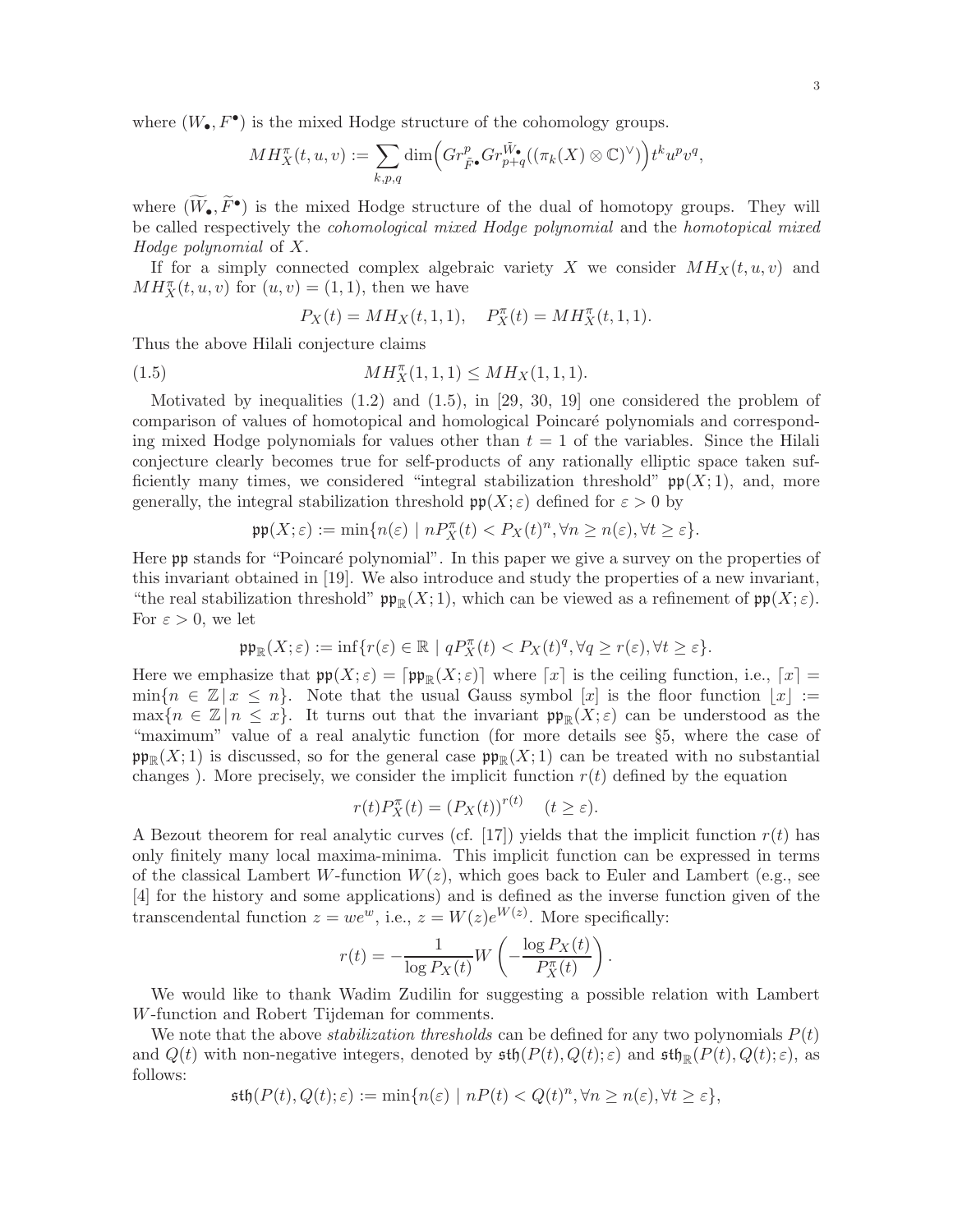where $(W_\bullet, F^\bullet)$ is the mixed Hodge structure of the cohomology groups.

$$MH^\pi_X(t,u,v) := \sum_{k,p,q} \dim\Big(Gr^p_{\tilde{F}^\bullet} Gr^{\tilde{W}_\bullet}_{p+q}((\pi_k(X)\otimes\mathbb{C})^\vee)\Big) t^k u^p v^q,$$

where $(\widetilde{W}_\bullet, \widetilde{F}^\bullet)$ is the mixed Hodge structure of the dual of homotopy groups. They will be called respectively the *cohomological mixed Hodge polynomial* and the *homotopical mixed Hodge polynomial* of $X$.

If for a simply connected complex algebraic variety $X$ we consider $MH_X(t,u,v)$ and $MH^\pi_X(t,u,v)$ for $(u,v) = (1,1)$, then we have

$$P_X(t) = MH_X(t,1,1), \quad P^\pi_X(t) = MH^\pi_X(t,1,1).$$

Thus the above Hilali conjecture claims

$$MH^\pi_X(1,1,1) \leq MH_X(1,1,1). \tag{1.5}$$

Motivated by inequalities (1.2) and (1.5), in [29, 30, 19] one considered the problem of comparison of values of homotopical and homological Poincaré polynomials and corresponding mixed Hodge polynomials for values other than $t = 1$ of the variables. Since the Hilali conjecture clearly becomes true for self-products of any rationally elliptic space taken sufficiently many times, we considered "integral stabilization threshold" $\mathfrak{pp}(X;1)$, and, more generally, the integral stabilization threshold $\mathfrak{pp}(X;\varepsilon)$ defined for $\varepsilon > 0$ by

$$\mathfrak{pp}(X;\varepsilon) := \min\{n(\varepsilon) \mid nP^\pi_X(t) < P_X(t)^n, \forall n \geq n(\varepsilon), \forall t \geq \varepsilon\}.$$

Here $\mathfrak{pp}$ stands for "Poincaré polynomial". In this paper we give a survey on the properties of this invariant obtained in [19]. We also introduce and study the properties of a new invariant, "the real stabilization threshold" $\mathfrak{pp}_{\mathbb{R}}(X;1)$, which can be viewed as a refinement of $\mathfrak{pp}(X;\varepsilon)$. For $\varepsilon > 0$, we let

$$\mathfrak{pp}_{\mathbb{R}}(X;\varepsilon) := \inf\{r(\varepsilon) \in \mathbb{R} \mid qP^\pi_X(t) < P_X(t)^q, \forall q \geq r(\varepsilon), \forall t \geq \varepsilon\}.$$

Here we emphasize that $\mathfrak{pp}(X;\varepsilon) = \lceil \mathfrak{pp}_{\mathbb{R}}(X;\varepsilon)\rceil$ where $\lceil x \rceil$ is the ceiling function, i.e., $\lceil x \rceil = \min\{n \in \mathbb{Z} \,|\, x \leq n\}$. Note that the usual Gauss symbol $[x]$ is the floor function $\lfloor x \rfloor := \max\{n \in \mathbb{Z} \,|\, n \leq x\}$. It turns out that the invariant $\mathfrak{pp}_{\mathbb{R}}(X;\varepsilon)$ can be understood as the "maximum" value of a real analytic function (for more details see §5, where the case of $\mathfrak{pp}_{\mathbb{R}}(X;1)$ is discussed, so for the general case $\mathfrak{pp}_{\mathbb{R}}(X;1)$ can be treated with no substantial changes ). More precisely, we consider the implicit function $r(t)$ defined by the equation

$$r(t)P^\pi_X(t) = (P_X(t))^{r(t)} \quad (t \geq \varepsilon).$$

A Bezout theorem for real analytic curves (cf. [17]) yields that the implicit function $r(t)$ has only finitely many local maxima-minima. This implicit function can be expressed in terms of the classical Lambert $W$-function $W(z)$, which goes back to Euler and Lambert (e.g., see [4] for the history and some applications) and is defined as the inverse function given of the transcendental function $z = we^w$, i.e., $z = W(z)e^{W(z)}$. More specifically:

$$r(t) = -\frac{1}{\log P_X(t)} W\left(-\frac{\log P_X(t)}{P^\pi_X(t)}\right).$$

We would like to thank Wadim Zudilin for suggesting a possible relation with Lambert $W$-function and Robert Tijdeman for comments.

We note that the above *stabilization thresholds* can be defined for any two polynomials $P(t)$ and $Q(t)$ with non-negative integers, denoted by $\mathfrak{sth}(P(t),Q(t);\varepsilon)$ and $\mathfrak{sth}_{\mathbb{R}}(P(t),Q(t);\varepsilon)$, as follows:

$$\mathfrak{sth}(P(t),Q(t);\varepsilon) := \min\{n(\varepsilon) \mid nP(t) < Q(t)^n, \forall n \geq n(\varepsilon), \forall t \geq \varepsilon\},$$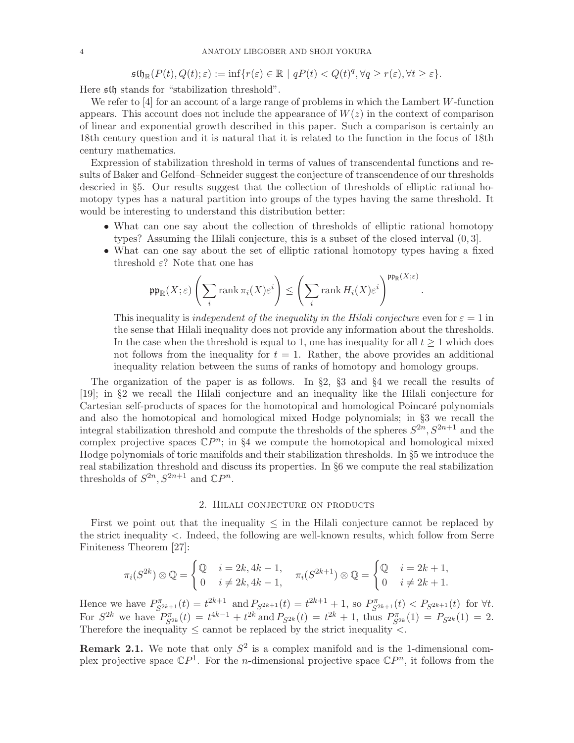$$\mathfrak{sth}_{\mathbb{R}}(P(t), Q(t); \varepsilon) := \inf\{r(\varepsilon) \in \mathbb{R} \mid qP(t) < Q(t)^q, \forall q \geq r(\varepsilon), \forall t \geq \varepsilon\}.$$

Here $\mathfrak{sth}$ stands for "stabilization threshold".

We refer to [4] for an account of a large range of problems in which the Lambert $W$-function appears. This account does not include the appearance of $W(z)$ in the context of comparison of linear and exponential growth described in this paper. Such a comparison is certainly an 18th century question and it is natural that it is related to the function in the focus of 18th century mathematics.

Expression of stabilization threshold in terms of values of transcendental functions and results of Baker and Gelfond–Schneider suggest the conjecture of transcendence of our thresholds descried in §5. Our results suggest that the collection of thresholds of elliptic rational homotopy types has a natural partition into groups of the types having the same threshold. It would be interesting to understand this distribution better:

- What can one say about the collection of thresholds of elliptic rational homotopy types? Assuming the Hilali conjecture, this is a subset of the closed interval $(0, 3]$.
- What can one say about the set of elliptic rational homotopy types having a fixed threshold $\varepsilon$? Note that one has

$$\mathfrak{pp}_{\mathbb{R}}(X; \varepsilon) \left( \sum_i \operatorname{rank} \pi_i(X) \varepsilon^i \right) \leq \left( \sum_i \operatorname{rank} H_i(X) \varepsilon^i \right)^{\mathfrak{pp}_{\mathbb{R}}(X;\varepsilon)}.$$

  This inequality is *independent of the inequality in the Hilali conjecture* even for $\varepsilon = 1$ in the sense that Hilali inequality does not provide any information about the thresholds. In the case when the threshold is equal to 1, one has inequality for all $t \geq 1$ which does not follows from the inequality for $t = 1$. Rather, the above provides an additional inequality relation between the sums of ranks of homotopy and homology groups.

The organization of the paper is as follows. In §2, §3 and §4 we recall the results of [19]; in §2 we recall the Hilali conjecture and an inequality like the Hilali conjecture for Cartesian self-products of spaces for the homotopical and homological Poincaré polynomials and also the homotopical and homological mixed Hodge polynomials; in §3 we recall the integral stabilization threshold and compute the thresholds of the spheres $S^{2n}, S^{2n+1}$ and the complex projective spaces $\mathbb{C}P^n$; in §4 we compute the homotopical and homological mixed Hodge polynomials of toric manifolds and their stabilization thresholds. In §5 we introduce the real stabilization threshold and discuss its properties. In §6 we compute the real stabilization thresholds of $S^{2n}, S^{2n+1}$ and $\mathbb{C}P^n$.

## 2. Hilali conjecture on products

First we point out that the inequality $\leq$ in the Hilali conjecture cannot be replaced by the strict inequality $<$. Indeed, the following are well-known results, which follow from Serre Finiteness Theorem [27]:

$$\pi_i(S^{2k}) \otimes \mathbb{Q} = \begin{cases} \mathbb{Q} & i = 2k, 4k-1, \\ 0 & i \neq 2k, 4k-1, \end{cases} \quad \pi_i(S^{2k+1}) \otimes \mathbb{Q} = \begin{cases} \mathbb{Q} & i = 2k+1, \\ 0 & i \neq 2k+1. \end{cases}$$

Hence we have $P^{\pi}_{S^{2k+1}}(t) = t^{2k+1}$ and $P_{S^{2k+1}}(t) = t^{2k+1} + 1$, so $P^{\pi}_{S^{2k+1}}(t) < P_{S^{2k+1}}(t)$ for $\forall t$. For $S^{2k}$ we have $P^{\pi}_{S^{2k}}(t) = t^{4k-1} + t^{2k}$ and $P_{S^{2k}}(t) = t^{2k} + 1$, thus $P^{\pi}_{S^{2k}}(1) = P_{S^{2k}}(1) = 2$. Therefore the inequality $\leq$ cannot be replaced by the strict inequality $<$.

**Remark 2.1.** We note that only $S^2$ is a complex manifold and is the 1-dimensional complex projective space $\mathbb{C}P^1$. For the $n$-dimensional projective space $\mathbb{C}P^n$, it follows from the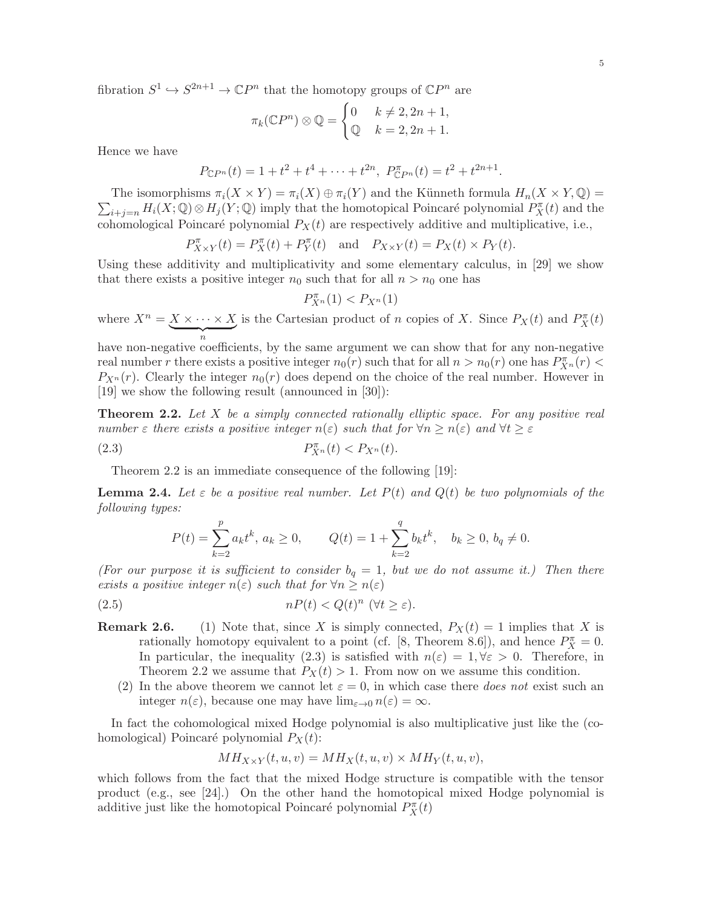fibration $S^1 \hookrightarrow S^{2n+1} \to \mathbb{C}P^n$ that the homotopy groups of $\mathbb{C}P^n$ are

$$\pi_k(\mathbb{C}P^n) \otimes \mathbb{Q} = \begin{cases} 0 & k \neq 2, 2n+1, \\ \mathbb{Q} & k = 2, 2n+1. \end{cases}$$

Hence we have

$$P_{\mathbb{C}P^n}(t) = 1 + t^2 + t^4 + \cdots + t^{2n}, \; P^{\pi}_{\mathbb{C}P^n}(t) = t^2 + t^{2n+1}.$$

The isomorphisms $\pi_i(X \times Y) = \pi_i(X) \oplus \pi_i(Y)$ and the Künneth formula $H_n(X \times Y, \mathbb{Q}) = \sum_{i+j=n} H_i(X; \mathbb{Q}) \otimes H_j(Y; \mathbb{Q})$ imply that the homotopical Poincaré polynomial $P^{\pi}_X(t)$ and the cohomological Poincaré polynomial $P_X(t)$ are respectively additive and multiplicative, i.e.,

$$P^{\pi}_{X \times Y}(t) = P^{\pi}_X(t) + P^{\pi}_Y(t) \quad \text{and} \quad P_{X \times Y}(t) = P_X(t) \times P_Y(t).$$

Using these additivity and multiplicativity and some elementary calculus, in [29] we show that there exists a positive integer $n_0$ such that for all $n > n_0$ one has

$$P^{\pi}_{X^n}(1) < P_{X^n}(1)$$

where $X^n = \underbrace{X \times \cdots \times X}_{n}$ is the Cartesian product of $n$ copies of $X$. Since $P_X(t)$ and $P^{\pi}_X(t)$ have non-negative coefficients, by the same argument we can show that for any non-negative real number $r$ there exists a positive integer $n_0(r)$ such that for all $n > n_0(r)$ one has $P^{\pi}_{X^n}(r) < P_{X^n}(r)$. Clearly the integer $n_0(r)$ does depend on the choice of the real number. However in [19] we show the following result (announced in [30]):

**Theorem 2.2.** *Let $X$ be a simply connected rationally elliptic space. For any positive real number $\varepsilon$ there exists a positive integer $n(\varepsilon)$ such that for $\forall n \geq n(\varepsilon)$ and $\forall t \geq \varepsilon$*

$$P^{\pi}_{X^n}(t) < P_{X^n}(t). \tag{2.3}$$

Theorem 2.2 is an immediate consequence of the following [19]:

**Lemma 2.4.** *Let $\varepsilon$ be a positive real number. Let $P(t)$ and $Q(t)$ be two polynomials of the following types:*

$$P(t) = \sum_{k=2}^{p} a_k t^k, \; a_k \geq 0, \qquad Q(t) = 1 + \sum_{k=2}^{q} b_k t^k, \quad b_k \geq 0, \; b_q \neq 0.$$

*(For our purpose it is sufficient to consider $b_q = 1$, but we do not assume it.) Then there exists a positive integer $n(\varepsilon)$ such that for $\forall n \geq n(\varepsilon)$*

$$nP(t) < Q(t)^n \; (\forall t \geq \varepsilon). \tag{2.5}$$

**Remark 2.6.**
1. Note that, since $X$ is simply connected, $P_X(t) = 1$ implies that $X$ is rationally homotopy equivalent to a point (cf. [8, Theorem 8.6]), and hence $P^{\pi}_X = 0$. In particular, the inequality (2.3) is satisfied with $n(\varepsilon) = 1, \forall \varepsilon > 0$. Therefore, in Theorem 2.2 we assume that $P_X(t) > 1$. From now on we assume this condition.
2. In the above theorem we cannot let $\varepsilon = 0$, in which case there *does not* exist such an integer $n(\varepsilon)$, because one may have $\lim_{\varepsilon \to 0} n(\varepsilon) = \infty$.

In fact the cohomological mixed Hodge polynomial is also multiplicative just like the (cohomological) Poincaré polynomial $P_X(t)$:

$$MH_{X \times Y}(t, u, v) = MH_X(t, u, v) \times MH_Y(t, u, v),$$

which follows from the fact that the mixed Hodge structure is compatible with the tensor product (e.g., see [24].) On the other hand the homotopical mixed Hodge polynomial is additive just like the homotopical Poincaré polynomial $P^{\pi}_X(t)$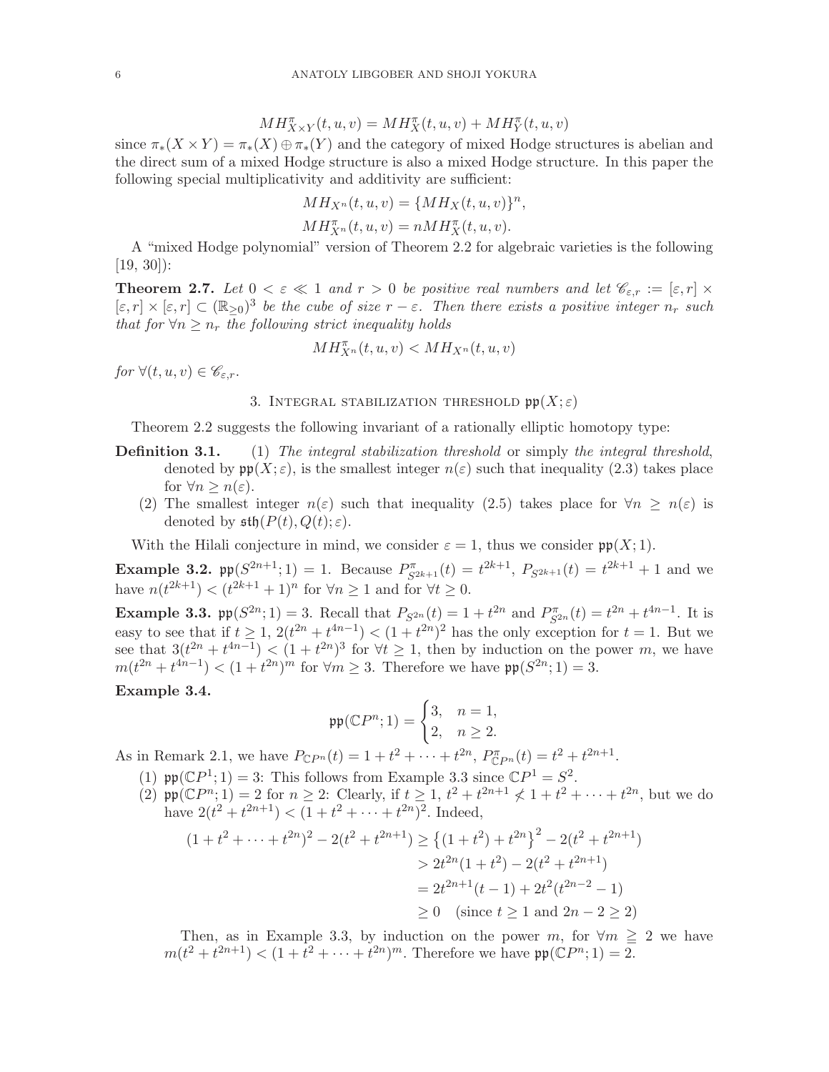$$MH^{\pi}_{X\times Y}(t,u,v) = MH^{\pi}_{X}(t,u,v) + MH^{\pi}_{Y}(t,u,v)$$

since $\pi_*(X \times Y) = \pi_*(X) \oplus \pi_*(Y)$ and the category of mixed Hodge structures is abelian and the direct sum of a mixed Hodge structure is also a mixed Hodge structure. In this paper the following special multiplicativity and additivity are sufficient:

$$MH_{X^n}(t,u,v) = \{MH_X(t,u,v)\}^n,$$

$$MH^{\pi}_{X^n}(t,u,v) = nMH^{\pi}_X(t,u,v).$$

A "mixed Hodge polynomial" version of Theorem 2.2 for algebraic varieties is the following [19, 30]):

**Theorem 2.7.** *Let $0 < \varepsilon \ll 1$ and $r > 0$ be positive real numbers and let $\mathscr{C}_{\varepsilon,r} := [\varepsilon, r] \times [\varepsilon, r] \times [\varepsilon, r] \subset (\mathbb{R}_{\geq 0})^3$ be the cube of size $r - \varepsilon$. Then there exists a positive integer $n_r$ such that for $\forall n \geq n_r$ the following strict inequality holds*

$$MH^{\pi}_{X^n}(t,u,v) < MH_{X^n}(t,u,v)$$

*for $\forall (t,u,v) \in \mathscr{C}_{\varepsilon,r}$.*

## 3. Integral stabilization threshold $\mathfrak{pp}(X; \varepsilon)$

Theorem 2.2 suggests the following invariant of a rationally elliptic homotopy type:

**Definition 3.1.** (1) *The integral stabilization threshold* or simply *the integral threshold*, denoted by $\mathfrak{pp}(X; \varepsilon)$, is the smallest integer $n(\varepsilon)$ such that inequality (2.3) takes place for $\forall n \geq n(\varepsilon)$.

(2) The smallest integer $n(\varepsilon)$ such that inequality (2.5) takes place for $\forall n \geq n(\varepsilon)$ is denoted by $\mathfrak{sth}(P(t), Q(t); \varepsilon)$.

With the Hilali conjecture in mind, we consider $\varepsilon = 1$, thus we consider $\mathfrak{pp}(X; 1)$.

**Example 3.2.** $\mathfrak{pp}(S^{2n+1}; 1) = 1$. Because $P^{\pi}_{S^{2k+1}}(t) = t^{2k+1}$, $P_{S^{2k+1}}(t) = t^{2k+1} + 1$ and we have $n(t^{2k+1}) < (t^{2k+1} + 1)^n$ for $\forall n \geq 1$ and for $\forall t \geq 0$.

**Example 3.3.** $\mathfrak{pp}(S^{2n}; 1) = 3$. Recall that $P_{S^{2n}}(t) = 1 + t^{2n}$ and $P^{\pi}_{S^{2n}}(t) = t^{2n} + t^{4n-1}$. It is easy to see that if $t \geq 1$, $2(t^{2n} + t^{4n-1}) < (1 + t^{2n})^2$ has the only exception for $t = 1$. But we see that $3(t^{2n} + t^{4n-1}) < (1 + t^{2n})^3$ for $\forall t \geq 1$, then by induction on the power $m$, we have $m(t^{2n} + t^{4n-1}) < (1 + t^{2n})^m$ for $\forall m \geq 3$. Therefore we have $\mathfrak{pp}(S^{2n}; 1) = 3$.

**Example 3.4.**

$$\mathfrak{pp}(\mathbb{C}P^n; 1) = \begin{cases} 3, & n = 1, \\ 2, & n \geq 2. \end{cases}$$

As in Remark 2.1, we have $P_{\mathbb{C}P^n}(t) = 1 + t^2 + \cdots + t^{2n}$, $P^{\pi}_{\mathbb{C}P^n}(t) = t^2 + t^{2n+1}$.

(1) $\mathfrak{pp}(\mathbb{C}P^1; 1) = 3$: This follows from Example 3.3 since $\mathbb{C}P^1 = S^2$.

(2) $\mathfrak{pp}(\mathbb{C}P^n; 1) = 2$ for $n \geq 2$: Clearly, if $t \geq 1$, $t^2 + t^{2n+1} \not< 1 + t^2 + \cdots + t^{2n}$, but we do have $2(t^2 + t^{2n+1}) < (1 + t^2 + \cdots + t^{2n})^2$. Indeed,

$$\begin{aligned}
(1 + t^2 + \cdots + t^{2n})^2 - 2(t^2 + t^{2n+1}) &\geq \left\{(1 + t^2) + t^{2n}\right\}^2 - 2(t^2 + t^{2n+1}) \\
&> 2t^{2n}(1 + t^2) - 2(t^2 + t^{2n+1}) \\
&= 2t^{2n+1}(t - 1) + 2t^2(t^{2n-2} - 1) \\
&\geq 0 \quad (\text{since } t \geq 1 \text{ and } 2n - 2 \geq 2)
\end{aligned}$$

Then, as in Example 3.3, by induction on the power $m$, for $\forall m \geqq 2$ we have $m(t^2 + t^{2n+1}) < (1 + t^2 + \cdots + t^{2n})^m$. Therefore we have $\mathfrak{pp}(\mathbb{C}P^n; 1) = 2$.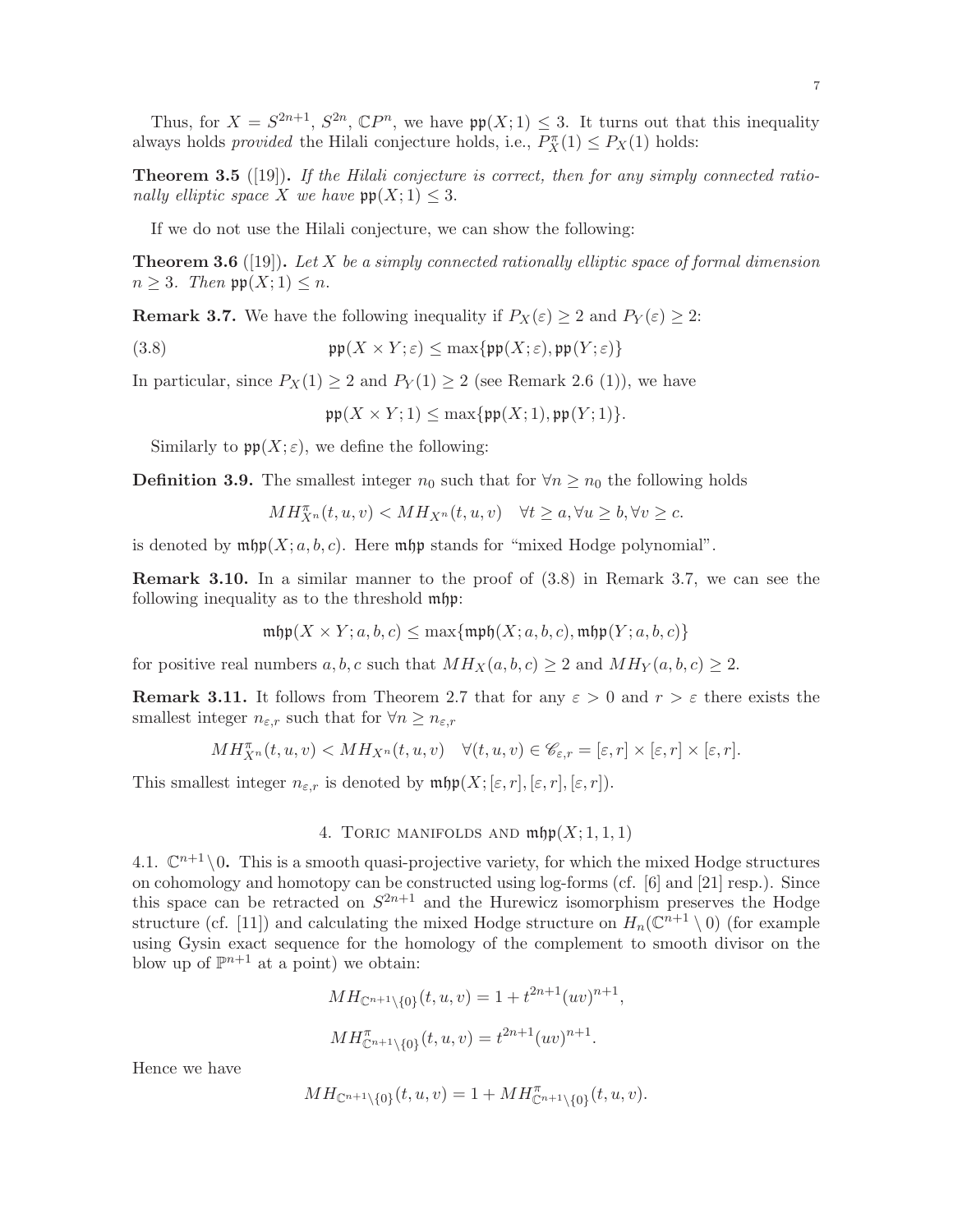Thus, for $X = S^{2n+1}$, $S^{2n}$, $\mathbb{C}P^n$, we have $\mathfrak{pp}(X;1) \leq 3$. It turns out that this inequality always holds *provided* the Hilali conjecture holds, i.e., $P^{\pi}_X(1) \leq P_X(1)$ holds:

**Theorem 3.5** ([19])**.** *If the Hilali conjecture is correct, then for any simply connected rationally elliptic space $X$ we have $\mathfrak{pp}(X;1) \leq 3$.*

If we do not use the Hilali conjecture, we can show the following:

**Theorem 3.6** ([19])**.** *Let $X$ be a simply connected rationally elliptic space of formal dimension $n \geq 3$. Then $\mathfrak{pp}(X;1) \leq n$.*

**Remark 3.7.** We have the following inequality if $P_X(\varepsilon) \geq 2$ and $P_Y(\varepsilon) \geq 2$:

$$\mathfrak{pp}(X \times Y; \varepsilon) \leq \max\{\mathfrak{pp}(X;\varepsilon), \mathfrak{pp}(Y;\varepsilon)\} \tag{3.8}$$

In particular, since $P_X(1) \geq 2$ and $P_Y(1) \geq 2$ (see Remark 2.6 (1)), we have

$$\mathfrak{pp}(X \times Y; 1) \leq \max\{\mathfrak{pp}(X;1), \mathfrak{pp}(Y;1)\}.$$

Similarly to $\mathfrak{pp}(X;\varepsilon)$, we define the following:

**Definition 3.9.** The smallest integer $n_0$ such that for $\forall n \geq n_0$ the following holds

$$MH^{\pi}_{X^n}(t,u,v) < MH_{X^n}(t,u,v) \quad \forall t \geq a, \forall u \geq b, \forall v \geq c.$$

is denoted by $\mathfrak{mhp}(X;a,b,c)$. Here $\mathfrak{mhp}$ stands for "mixed Hodge polynomial".

**Remark 3.10.** In a similar manner to the proof of (3.8) in Remark 3.7, we can see the following inequality as to the threshold $\mathfrak{mhp}$:

$$\mathfrak{mhp}(X \times Y; a,b,c) \leq \max\{\mathfrak{mph}(X;a,b,c), \mathfrak{mhp}(Y;a,b,c)\}$$

for positive real numbers $a,b,c$ such that $MH_X(a,b,c) \geq 2$ and $MH_Y(a,b,c) \geq 2$.

**Remark 3.11.** It follows from Theorem 2.7 that for any $\varepsilon > 0$ and $r > \varepsilon$ there exists the smallest integer $n_{\varepsilon,r}$ such that for $\forall n \geq n_{\varepsilon,r}$

$$MH^{\pi}_{X^n}(t,u,v) < MH_{X^n}(t,u,v) \quad \forall (t,u,v) \in \mathscr{C}_{\varepsilon,r} = [\varepsilon,r] \times [\varepsilon,r] \times [\varepsilon,r].$$

This smallest integer $n_{\varepsilon,r}$ is denoted by $\mathfrak{mhp}(X;[\varepsilon,r],[\varepsilon,r],[\varepsilon,r])$.

## 4. Toric manifolds and $\mathfrak{mhp}(X;1,1,1)$

4.1. $\mathbb{C}^{n+1}\setminus 0$**.** This is a smooth quasi-projective variety, for which the mixed Hodge structures on cohomology and homotopy can be constructed using log-forms (cf. [6] and [21] resp.). Since this space can be retracted on $S^{2n+1}$ and the Hurewicz isomorphism preserves the Hodge structure (cf. [11]) and calculating the mixed Hodge structure on $H_n(\mathbb{C}^{n+1}\setminus 0)$ (for example using Gysin exact sequence for the homology of the complement to smooth divisor on the blow up of $\mathbb{P}^{n+1}$ at a point) we obtain:

$$MH_{\mathbb{C}^{n+1}\setminus\{0\}}(t,u,v) = 1 + t^{2n+1}(uv)^{n+1},$$

$$MH^{\pi}_{\mathbb{C}^{n+1}\setminus\{0\}}(t,u,v) = t^{2n+1}(uv)^{n+1}.$$

Hence we have

$$MH_{\mathbb{C}^{n+1}\setminus\{0\}}(t,u,v) = 1 + MH^{\pi}_{\mathbb{C}^{n+1}\setminus\{0\}}(t,u,v).$$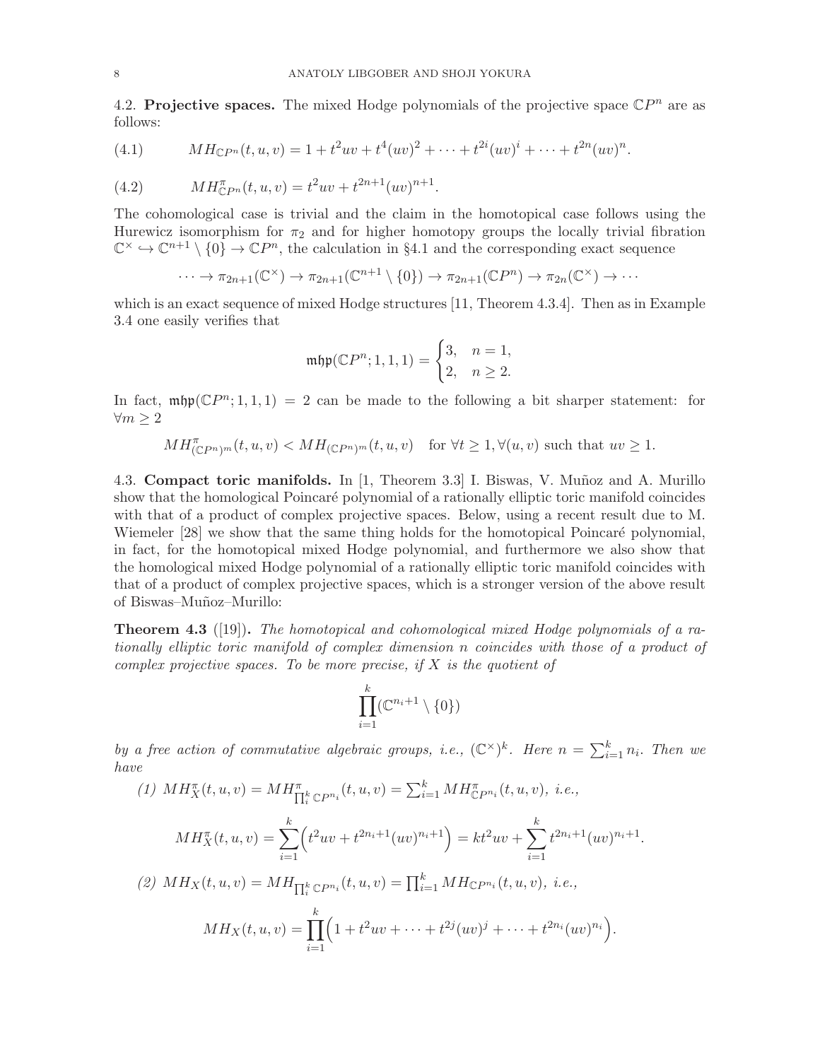4.2. **Projective spaces.** The mixed Hodge polynomials of the projective space $\mathbb{C}P^n$ are as follows:

$$MH_{\mathbb{C}P^n}(t,u,v) = 1 + t^2uv + t^4(uv)^2 + \cdots + t^{2i}(uv)^i + \cdots + t^{2n}(uv)^n. \tag{4.1}$$

$$MH^{\pi}_{\mathbb{C}P^n}(t,u,v) = t^2uv + t^{2n+1}(uv)^{n+1}. \tag{4.2}$$

The cohomological case is trivial and the claim in the homotopical case follows using the Hurewicz isomorphism for $\pi_2$ and for higher homotopy groups the locally trivial fibration $\mathbb{C}^\times \hookrightarrow \mathbb{C}^{n+1} \setminus \{0\} \to \mathbb{C}P^n$, the calculation in §4.1 and the corresponding exact sequence

$$\cdots \to \pi_{2n+1}(\mathbb{C}^\times) \to \pi_{2n+1}(\mathbb{C}^{n+1} \setminus \{0\}) \to \pi_{2n+1}(\mathbb{C}P^n) \to \pi_{2n}(\mathbb{C}^\times) \to \cdots$$

which is an exact sequence of mixed Hodge structures [11, Theorem 4.3.4]. Then as in Example 3.4 one easily verifies that

$$\mathfrak{mhp}(\mathbb{C}P^n; 1,1,1) = \begin{cases} 3, & n = 1, \\ 2, & n \geq 2. \end{cases}$$

In fact, $\mathfrak{mhp}(\mathbb{C}P^n; 1,1,1) = 2$ can be made to the following a bit sharper statement: for $\forall m \geq 2$

$$MH^{\pi}_{(\mathbb{C}P^n)^m}(t,u,v) < MH_{(\mathbb{C}P^n)^m}(t,u,v) \quad \text{for } \forall t \geq 1, \forall (u,v) \text{ such that } uv \geq 1.$$

4.3. **Compact toric manifolds.** In [1, Theorem 3.3] I. Biswas, V. Muñoz and A. Murillo show that the homological Poincaré polynomial of a rationally elliptic toric manifold coincides with that of a product of complex projective spaces. Below, using a recent result due to M. Wiemeler [28] we show that the same thing holds for the homotopical Poincaré polynomial, in fact, for the homotopical mixed Hodge polynomial, and furthermore we also show that the homological mixed Hodge polynomial of a rationally elliptic toric manifold coincides with that of a product of complex projective spaces, which is a stronger version of the above result of Biswas–Muñoz–Murillo:

**Theorem 4.3** ([19])**.** *The homotopical and cohomological mixed Hodge polynomials of a rationally elliptic toric manifold of complex dimension n coincides with those of a product of complex projective spaces. To be more precise, if $X$ is the quotient of*

$$\prod_{i=1}^{k} (\mathbb{C}^{n_i+1} \setminus \{0\})$$

*by a free action of commutative algebraic groups, i.e., $(\mathbb{C}^\times)^k$. Here $n = \sum_{i=1}^k n_i$. Then we have*

*(1)* $MH^{\pi}_X(t,u,v) = MH^{\pi}_{\prod_i^k \mathbb{C}P^{n_i}}(t,u,v) = \sum_{i=1}^k MH^{\pi}_{\mathbb{C}P^{n_i}}(t,u,v)$*, i.e.,*

$$MH^{\pi}_X(t,u,v) = \sum_{i=1}^{k} \Big( t^2uv + t^{2n_i+1}(uv)^{n_i+1} \Big) = kt^2uv + \sum_{i=1}^{k} t^{2n_i+1}(uv)^{n_i+1}.$$

*(2)* $MH_X(t,u,v) = MH_{\prod_i^k \mathbb{C}P^{n_i}}(t,u,v) = \prod_{i=1}^k MH_{\mathbb{C}P^{n_i}}(t,u,v)$*, i.e.,*

$$MH_X(t,u,v) = \prod_{i=1}^{k} \Big( 1 + t^2uv + \cdots + t^{2j}(uv)^j + \cdots + t^{2n_i}(uv)^{n_i} \Big).$$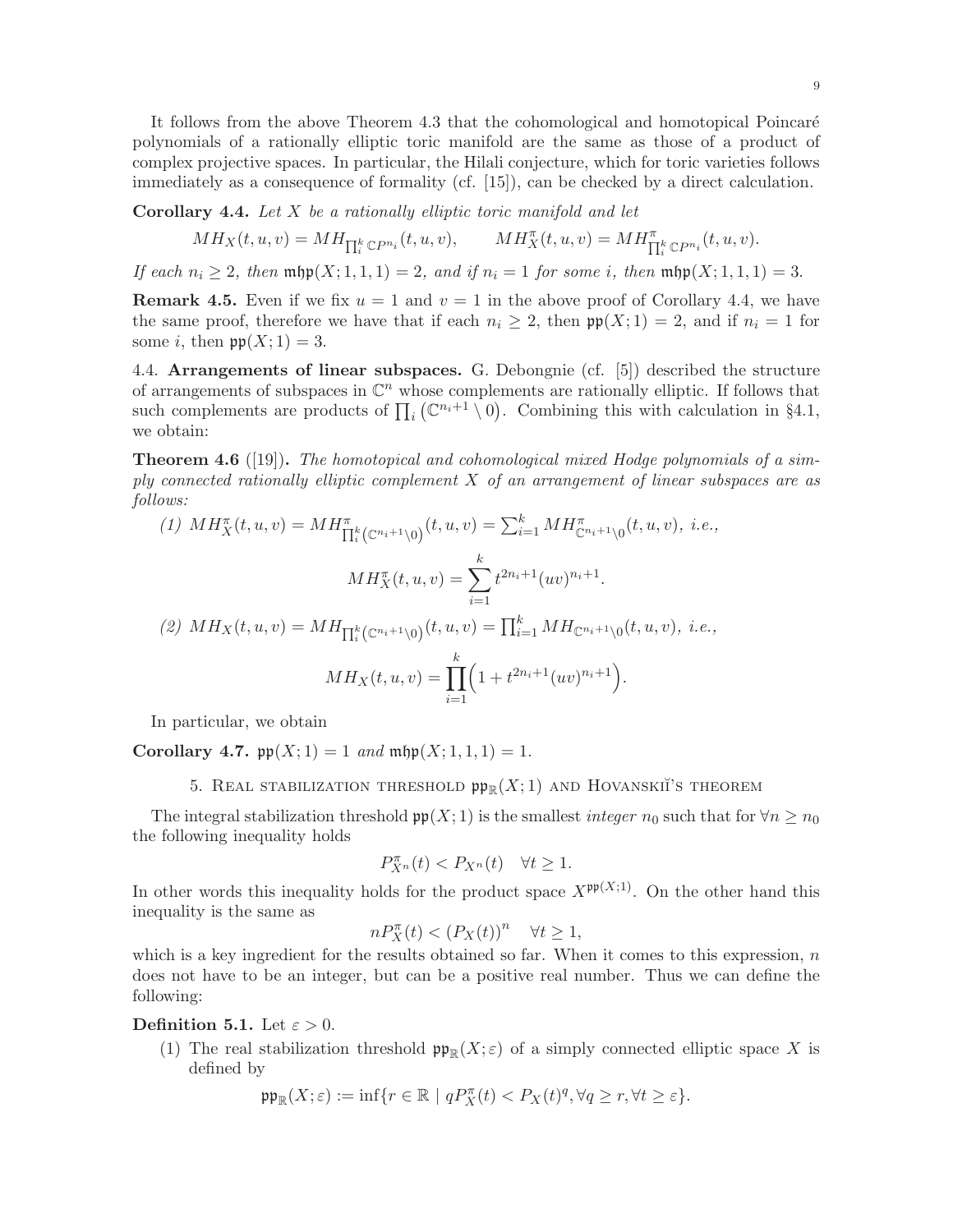It follows from the above Theorem 4.3 that the cohomological and homotopical Poincaré polynomials of a rationally elliptic toric manifold are the same as those of a product of complex projective spaces. In particular, the Hilali conjecture, which for toric varieties follows immediately as a consequence of formality (cf. [15]), can be checked by a direct calculation.

**Corollary 4.4.** *Let $X$ be a rationally elliptic toric manifold and let*

$$MH_X(t,u,v) = MH_{\prod_i^k \mathbb{C}P^{n_i}}(t,u,v), \qquad MH_X^{\pi}(t,u,v) = MH^{\pi}_{\prod_i^k \mathbb{C}P^{n_i}}(t,u,v).$$

*If each $n_i \geq 2$, then $\mathfrak{mhp}(X;1,1,1) = 2$, and if $n_i = 1$ for some $i$, then $\mathfrak{mhp}(X;1,1,1) = 3$.*

**Remark 4.5.** Even if we fix $u = 1$ and $v = 1$ in the above proof of Corollary 4.4, we have the same proof, therefore we have that if each $n_i \geq 2$, then $\mathfrak{pp}(X;1) = 2$, and if $n_i = 1$ for some $i$, then $\mathfrak{pp}(X;1) = 3$.

4.4. **Arrangements of linear subspaces.** G. Debongnie (cf. [5]) described the structure of arrangements of subspaces in $\mathbb{C}^n$ whose complements are rationally elliptic. If follows that such complements are products of $\prod_i \left(\mathbb{C}^{n_i+1} \setminus 0\right)$. Combining this with calculation in §4.1, we obtain:

**Theorem 4.6** ([19]). *The homotopical and cohomological mixed Hodge polynomials of a simply connected rationally elliptic complement $X$ of an arrangement of linear subspaces are as follows:*

*(1)* $MH_X^{\pi}(t,u,v) = MH^{\pi}_{\prod_i^k (\mathbb{C}^{n_i+1}\setminus 0)}(t,u,v) = \sum_{i=1}^k MH^{\pi}_{\mathbb{C}^{n_i+1}\setminus 0}(t,u,v)$, *i.e.,*

$$MH_X^{\pi}(t,u,v) = \sum_{i=1}^k t^{2n_i+1}(uv)^{n_i+1}.$$

*(2)* $MH_X(t,u,v) = MH_{\prod_i^k (\mathbb{C}^{n_i+1}\setminus 0)}(t,u,v) = \prod_{i=1}^k MH_{\mathbb{C}^{n_i+1}\setminus 0}(t,u,v)$, *i.e.,*

$$MH_X(t,u,v) = \prod_{i=1}^k \Big(1 + t^{2n_i+1}(uv)^{n_i+1}\Big).$$

In particular, we obtain

**Corollary 4.7.** $\mathfrak{pp}(X;1) = 1$ *and* $\mathfrak{mhp}(X;1,1,1) = 1$.

## 5. Real stabilization threshold $\mathfrak{pp}_{\mathbb{R}}(X;1)$ and Hovanskiĭ's theorem

The integral stabilization threshold $\mathfrak{pp}(X;1)$ is the smallest *integer* $n_0$ such that for $\forall n \geq n_0$ the following inequality holds

$$P^{\pi}_{X^n}(t) < P_{X^n}(t) \quad \forall t \geq 1.$$

In other words this inequality holds for the product space $X^{\mathfrak{pp}(X;1)}$. On the other hand this inequality is the same as

$$nP^{\pi}_X(t) < (P_X(t))^n \quad \forall t \geq 1,$$

which is a key ingredient for the results obtained so far. When it comes to this expression, $n$ does not have to be an integer, but can be a positive real number. Thus we can define the following:

**Definition 5.1.** Let $\varepsilon > 0$.

(1) The real stabilization threshold $\mathfrak{pp}_{\mathbb{R}}(X;\varepsilon)$ of a simply connected elliptic space $X$ is defined by

$$\mathfrak{pp}_{\mathbb{R}}(X;\varepsilon) := \inf\{r \in \mathbb{R} \mid qP^{\pi}_X(t) < P_X(t)^q, \forall q \geq r, \forall t \geq \varepsilon\}.$$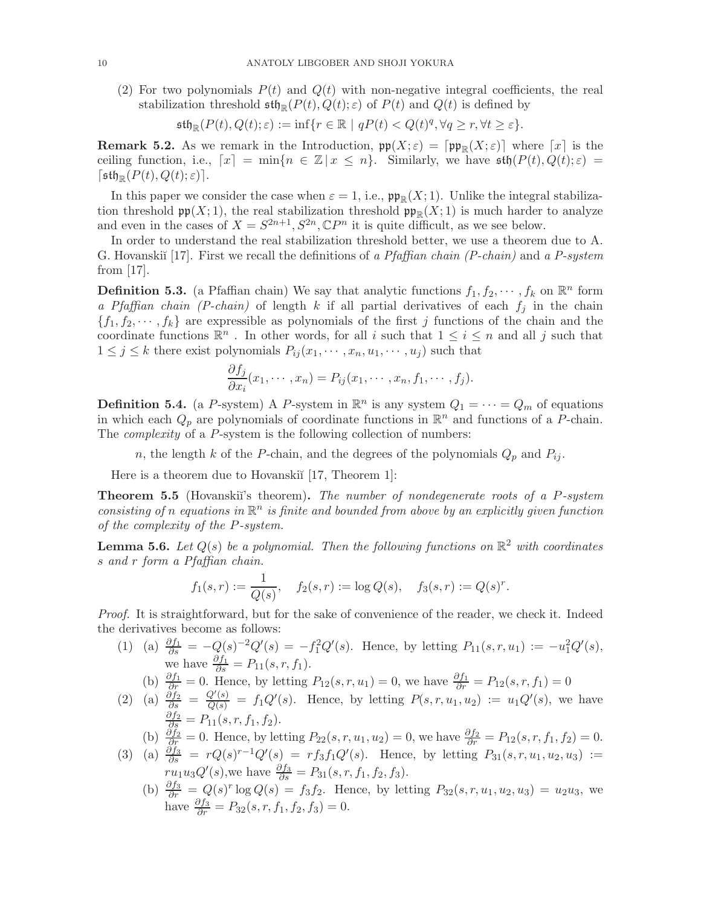(2) For two polynomials $P(t)$ and $Q(t)$ with non-negative integral coefficients, the real stabilization threshold $\mathfrak{sth}_{\mathbb{R}}(P(t), Q(t); \varepsilon)$ of $P(t)$ and $Q(t)$ is defined by

$$\mathfrak{sth}_{\mathbb{R}}(P(t), Q(t); \varepsilon) := \inf\{r \in \mathbb{R} \mid qP(t) < Q(t)^q, \forall q \geq r, \forall t \geq \varepsilon\}.$$

**Remark 5.2.** As we remark in the Introduction, $\mathfrak{pp}(X;\varepsilon) = \lceil \mathfrak{pp}_{\mathbb{R}}(X;\varepsilon) \rceil$ where $\lceil x \rceil$ is the ceiling function, i.e., $\lceil x \rceil = \min\{n \in \mathbb{Z} \,|\, x \leq n\}$. Similarly, we have $\mathfrak{sth}(P(t), Q(t); \varepsilon) = \lceil \mathfrak{sth}_{\mathbb{R}}(P(t), Q(t); \varepsilon) \rceil$.

In this paper we consider the case when $\varepsilon = 1$, i.e., $\mathfrak{pp}_{\mathbb{R}}(X;1)$. Unlike the integral stabilization threshold $\mathfrak{pp}(X;1)$, the real stabilization threshold $\mathfrak{pp}_{\mathbb{R}}(X;1)$ is much harder to analyze and even in the cases of $X = S^{2n+1}, S^{2n}, \mathbb{C}P^n$ it is quite difficult, as we see below.

In order to understand the real stabilization threshold better, we use a theorem due to A. G. Hovanskiĭ [17]. First we recall the definitions of *a Pfaffian chain (P-chain)* and *a P-system* from [17].

**Definition 5.3.** (a Pfaffian chain) We say that analytic functions $f_1, f_2, \cdots, f_k$ on $\mathbb{R}^n$ form *a Pfaffian chain (P-chain)* of length $k$ if all partial derivatives of each $f_j$ in the chain $\{f_1, f_2, \cdots, f_k\}$ are expressible as polynomials of the first $j$ functions of the chain and the coordinate functions $\mathbb{R}^n$ . In other words, for all $i$ such that $1 \leq i \leq n$ and all $j$ such that $1 \leq j \leq k$ there exist polynomials $P_{ij}(x_1, \cdots, x_n, u_1, \cdots, u_j)$ such that

$$\frac{\partial f_j}{\partial x_i}(x_1, \cdots, x_n) = P_{ij}(x_1, \cdots, x_n, f_1, \cdots, f_j).$$

**Definition 5.4.** (a $P$-system) A $P$-system in $\mathbb{R}^n$ is any system $Q_1 = \cdots = Q_m$ of equations in which each $Q_p$ are polynomials of coordinate functions in $\mathbb{R}^n$ and functions of a $P$-chain. The *complexity* of a $P$-system is the following collection of numbers:

$n$, the length $k$ of the $P$-chain, and the degrees of the polynomials $Q_p$ and $P_{ij}$.

Here is a theorem due to Hovanskiĭ [17, Theorem 1]:

**Theorem 5.5** (Hovanskiĭ's theorem)**.** *The number of nondegenerate roots of a P-system consisting of n equations in $\mathbb{R}^n$ is finite and bounded from above by an explicitly given function of the complexity of the P-system.*

**Lemma 5.6.** *Let $Q(s)$ be a polynomial. Then the following functions on $\mathbb{R}^2$ with coordinates $s$ and $r$ form a Pfaffian chain.*

$$f_1(s,r) := \frac{1}{Q(s)}, \quad f_2(s,r) := \log Q(s), \quad f_3(s,r) := Q(s)^r.$$

*Proof.* It is straightforward, but for the sake of convenience of the reader, we check it. Indeed the derivatives become as follows:

(1) (a) $\frac{\partial f_1}{\partial s} = -Q(s)^{-2}Q'(s) = -f_1^2 Q'(s)$. Hence, by letting $P_{11}(s, r, u_1) := -u_1^2 Q'(s)$, we have $\frac{\partial f_1}{\partial s} = P_{11}(s, r, f_1)$.

(b) $\frac{\partial f_1}{\partial r} = 0$. Hence, by letting $P_{12}(s, r, u_1) = 0$, we have $\frac{\partial f_1}{\partial r} = P_{12}(s, r, f_1) = 0$

(2) (a) $\frac{\partial f_2}{\partial s} = \frac{Q'(s)}{Q(s)} = f_1 Q'(s)$. Hence, by letting $P(s, r, u_1, u_2) := u_1 Q'(s)$, we have $\frac{\partial f_2}{\partial s} = P_{11}(s, r, f_1, f_2)$.

(b) $\frac{\partial f_2}{\partial r} = 0$. Hence, by letting $P_{22}(s, r, u_1, u_2) = 0$, we have $\frac{\partial f_2}{\partial r} = P_{12}(s, r, f_1, f_2) = 0$.

(3) (a) $\frac{\partial f_3}{\partial s} = rQ(s)^{r-1}Q'(s) = rf_3 f_1 Q'(s)$. Hence, by letting $P_{31}(s, r, u_1, u_2, u_3) := ru_1 u_3 Q'(s)$,we have $\frac{\partial f_3}{\partial s} = P_{31}(s, r, f_1, f_2, f_3)$.

(b) $\frac{\partial f_3}{\partial r} = Q(s)^r \log Q(s) = f_3 f_2$. Hence, by letting $P_{32}(s, r, u_1, u_2, u_3) = u_2 u_3$, we have $\frac{\partial f_3}{\partial r} = P_{32}(s, r, f_1, f_2, f_3) = 0$.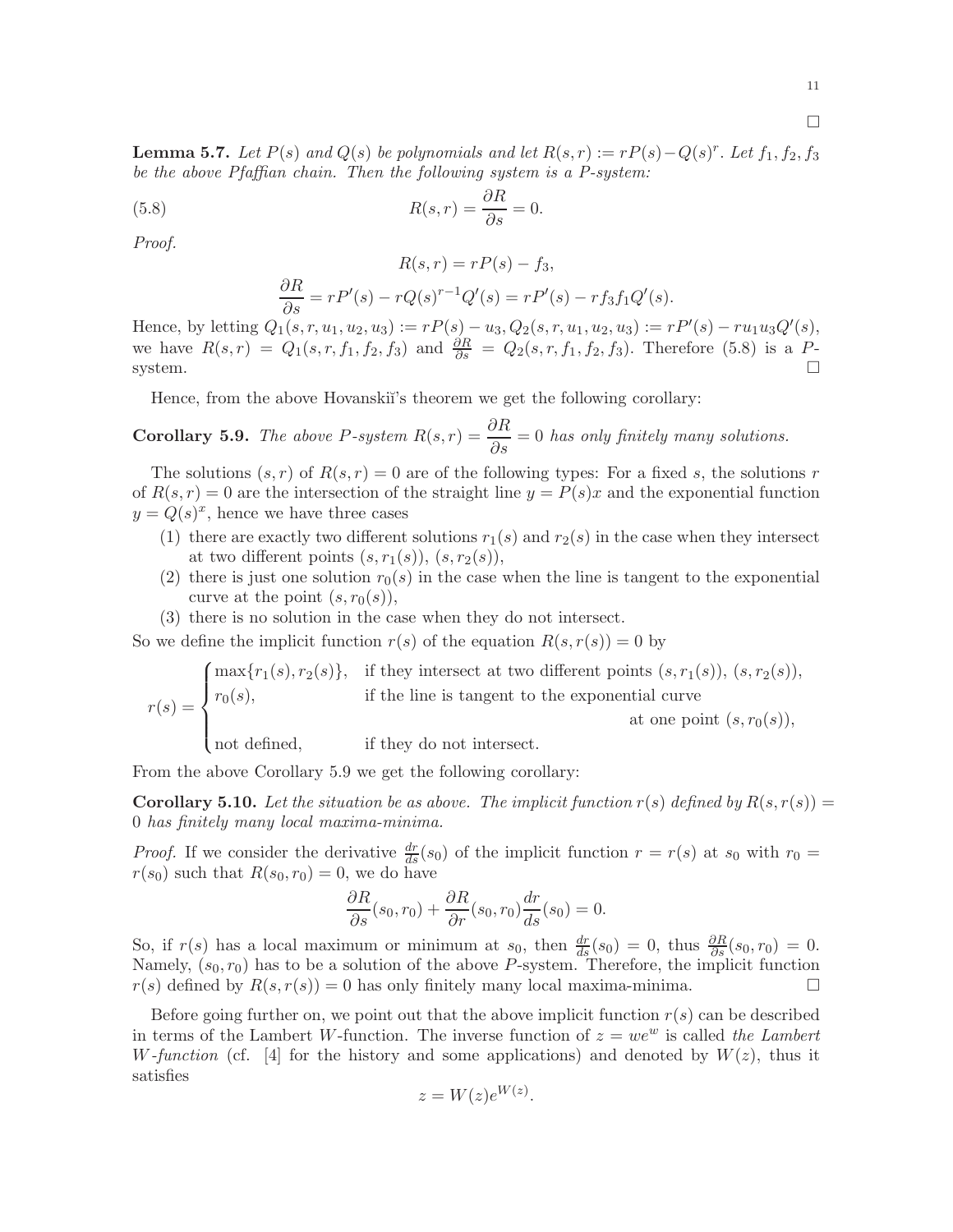□

**Lemma 5.7.** *Let $P(s)$ and $Q(s)$ be polynomials and let $R(s,r) := rP(s) - Q(s)^r$. Let $f_1, f_2, f_3$ be the above Pfaffian chain. Then the following system is a P-system:*

$$R(s,r) = \frac{\partial R}{\partial s} = 0. \tag{5.8}$$

*Proof.*

$$R(s,r) = rP(s) - f_3,$$

$$\frac{\partial R}{\partial s} = rP'(s) - rQ(s)^{r-1}Q'(s) = rP'(s) - rf_3 f_1 Q'(s).$$

Hence, by letting $Q_1(s,r,u_1,u_2,u_3) := rP(s) - u_3, Q_2(s,r,u_1,u_2,u_3) := rP'(s) - ru_1u_3Q'(s)$, we have $R(s,r) = Q_1(s,r,f_1,f_2,f_3)$ and $\frac{\partial R}{\partial s} = Q_2(s,r,f_1,f_2,f_3)$. Therefore (5.8) is a $P$-system. □

Hence, from the above Hovanskiĭ's theorem we get the following corollary:

**Corollary 5.9.** *The above P-system $R(s,r) = \dfrac{\partial R}{\partial s} = 0$ has only finitely many solutions.*

The solutions $(s,r)$ of $R(s,r) = 0$ are of the following types: For a fixed $s$, the solutions $r$ of $R(s,r) = 0$ are the intersection of the straight line $y = P(s)x$ and the exponential function $y = Q(s)^x$, hence we have three cases

1. there are exactly two different solutions $r_1(s)$ and $r_2(s)$ in the case when they intersect at two different points $(s, r_1(s))$, $(s, r_2(s))$,
2. there is just one solution $r_0(s)$ in the case when the line is tangent to the exponential curve at the point $(s, r_0(s))$,
3. there is no solution in the case when they do not intersect.

So we define the implicit function $r(s)$ of the equation $R(s, r(s)) = 0$ by

$$r(s) = \begin{cases} \max\{r_1(s), r_2(s)\}, & \text{if they intersect at two different points } (s, r_1(s)),\ (s, r_2(s)), \\ r_0(s), & \text{if the line is tangent to the exponential curve} \\ & \qquad\qquad\qquad\qquad \text{at one point } (s, r_0(s)), \\ \text{not defined}, & \text{if they do not intersect.} \end{cases}$$

From the above Corollary 5.9 we get the following corollary:

**Corollary 5.10.** *Let the situation be as above. The implicit function $r(s)$ defined by $R(s, r(s)) = 0$ has finitely many local maxima-minima.*

*Proof.* If we consider the derivative $\frac{dr}{ds}(s_0)$ of the implicit function $r = r(s)$ at $s_0$ with $r_0 = r(s_0)$ such that $R(s_0, r_0) = 0$, we do have

$$\frac{\partial R}{\partial s}(s_0, r_0) + \frac{\partial R}{\partial r}(s_0, r_0)\frac{dr}{ds}(s_0) = 0.$$

So, if $r(s)$ has a local maximum or minimum at $s_0$, then $\frac{dr}{ds}(s_0) = 0$, thus $\frac{\partial R}{\partial s}(s_0, r_0) = 0$. Namely, $(s_0, r_0)$ has to be a solution of the above $P$-system. Therefore, the implicit function $r(s)$ defined by $R(s, r(s)) = 0$ has only finitely many local maxima-minima. □

Before going further on, we point out that the above implicit function $r(s)$ can be described in terms of the Lambert $W$-function. The inverse function of $z = we^w$ is called *the Lambert $W$-function* (cf. [4] for the history and some applications) and denoted by $W(z)$, thus it satisfies

$$z = W(z)e^{W(z)}.$$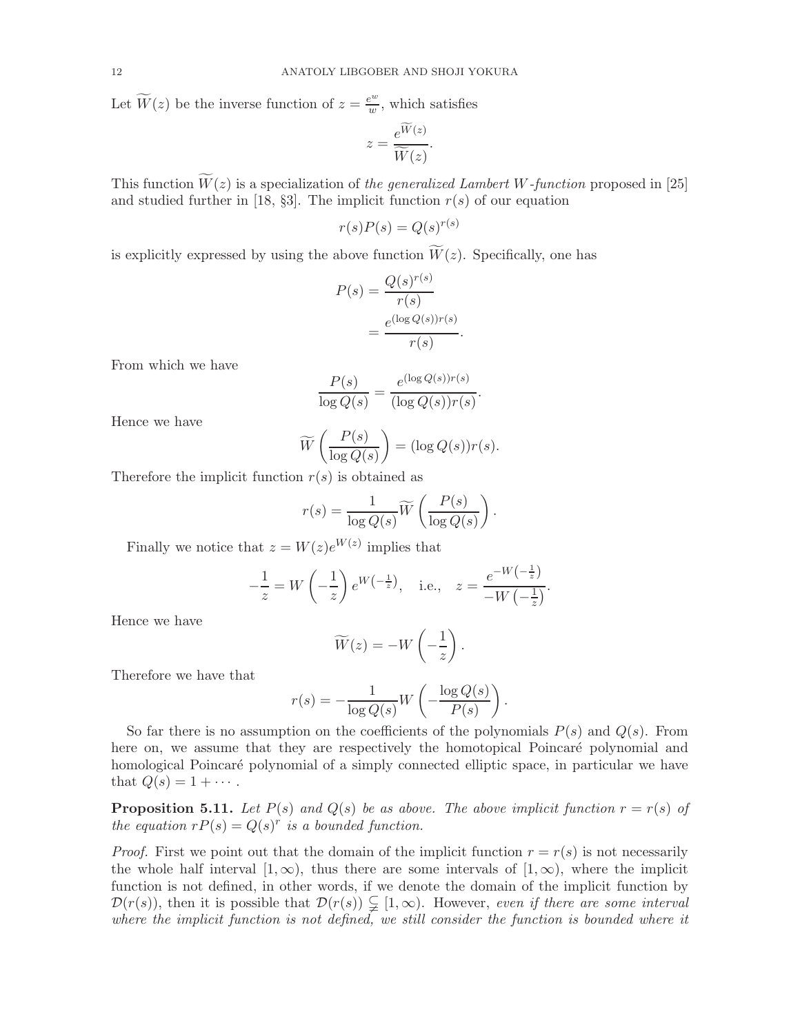Let $\widetilde{W}(z)$ be the inverse function of $z = \frac{e^w}{w}$, which satisfies

$$z = \frac{e^{\widetilde{W}(z)}}{\widetilde{W}(z)}.$$

This function $\widetilde{W}(z)$ is a specialization of *the generalized Lambert W-function* proposed in [25] and studied further in [18, §3]. The implicit function $r(s)$ of our equation

$$r(s)P(s) = Q(s)^{r(s)}$$

is explicitly expressed by using the above function $\widetilde{W}(z)$. Specifically, one has

$$\begin{aligned} P(s) &= \frac{Q(s)^{r(s)}}{r(s)} \\ &= \frac{e^{(\log Q(s))r(s)}}{r(s)}. \end{aligned}$$

From which we have

$$\frac{P(s)}{\log Q(s)} = \frac{e^{(\log Q(s))r(s)}}{(\log Q(s))r(s)}.$$

Hence we have

$$\widetilde{W}\left(\frac{P(s)}{\log Q(s)}\right) = (\log Q(s))r(s).$$

Therefore the implicit function $r(s)$ is obtained as

$$r(s) = \frac{1}{\log Q(s)}\widetilde{W}\left(\frac{P(s)}{\log Q(s)}\right).$$

Finally we notice that $z = W(z)e^{W(z)}$ implies that

$$-\frac{1}{z} = W\left(-\frac{1}{z}\right)e^{W\left(-\frac{1}{z}\right)}, \quad \text{i.e.,} \quad z = \frac{e^{-W\left(-\frac{1}{z}\right)}}{-W\left(-\frac{1}{z}\right)}.$$

Hence we have

$$\widetilde{W}(z) = -W\left(-\frac{1}{z}\right).$$

Therefore we have that

$$r(s) = -\frac{1}{\log Q(s)}W\left(-\frac{\log Q(s)}{P(s)}\right).$$

So far there is no assumption on the coefficients of the polynomials $P(s)$ and $Q(s)$. From here on, we assume that they are respectively the homotopical Poincaré polynomial and homological Poincaré polynomial of a simply connected elliptic space, in particular we have that $Q(s) = 1 + \cdots$.

**Proposition 5.11.** *Let $P(s)$ and $Q(s)$ be as above. The above implicit function $r = r(s)$ of the equation $rP(s) = Q(s)^r$ is a bounded function.*

*Proof.* First we point out that the domain of the implicit function $r = r(s)$ is not necessarily the whole half interval $[1, \infty)$, thus there are some intervals of $[1, \infty)$, where the implicit function is not defined, in other words, if we denote the domain of the implicit function by $\mathcal{D}(r(s))$, then it is possible that $\mathcal{D}(r(s)) \subsetneqq [1, \infty)$. However, *even if there are some interval where the implicit function is not defined, we still consider the function is bounded where it*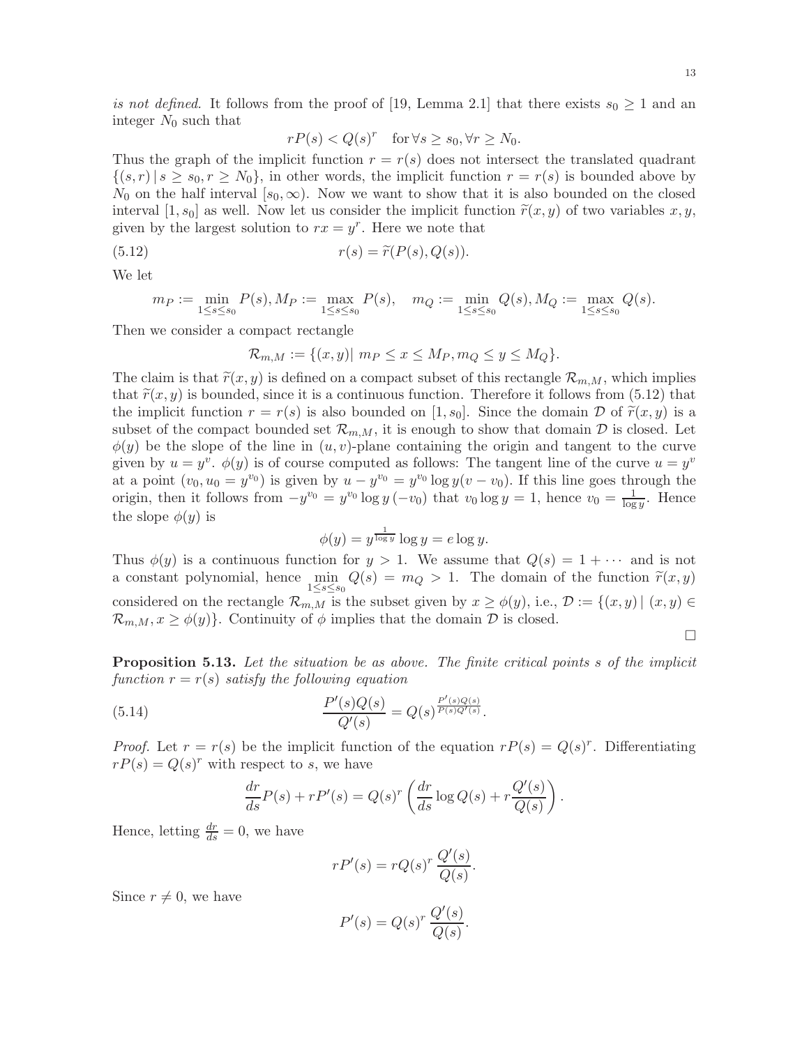*is not defined*. It follows from the proof of [19, Lemma 2.1] that there exists $s_0 \geq 1$ and an integer $N_0$ such that

$$rP(s) < Q(s)^r \quad \text{for} \, \forall s \geq s_0, \forall r \geq N_0.$$

Thus the graph of the implicit function $r = r(s)$ does not intersect the translated quadrant $\{(s, r) \,|\, s \geq s_0, r \geq N_0\}$, in other words, the implicit function $r = r(s)$ is bounded above by $N_0$ on the half interval $[s_0, \infty)$. Now we want to show that it is also bounded on the closed interval $[1, s_0]$ as well. Now let us consider the implicit function $\widetilde{r}(x, y)$ of two variables $x, y$, given by the largest solution to $rx = y^r$. Here we note that

$$r(s) = \widetilde{r}(P(s), Q(s)). \tag{5.12}$$

We let

$$m_P := \min_{1 \leq s \leq s_0} P(s), M_P := \max_{1 \leq s \leq s_0} P(s), \quad m_Q := \min_{1 \leq s \leq s_0} Q(s), M_Q := \max_{1 \leq s \leq s_0} Q(s).$$

Then we consider a compact rectangle

$$\mathcal{R}_{m,M} := \{(x, y) | \; m_P \leq x \leq M_P, m_Q \leq y \leq M_Q\}.$$

The claim is that $\widetilde{r}(x, y)$ is defined on a compact subset of this rectangle $\mathcal{R}_{m,M}$, which implies that $\widetilde{r}(x, y)$ is bounded, since it is a continuous function. Therefore it follows from (5.12) that the implicit function $r = r(s)$ is also bounded on $[1, s_0]$. Since the domain $\mathcal{D}$ of $\widetilde{r}(x, y)$ is a subset of the compact bounded set $\mathcal{R}_{m,M}$, it is enough to show that domain $\mathcal{D}$ is closed. Let $\phi(y)$ be the slope of the line in $(u, v)$-plane containing the origin and tangent to the curve given by $u = y^v$. $\phi(y)$ is of course computed as follows: The tangent line of the curve $u = y^v$ at a point $(v_0, u_0 = y^{v_0})$ is given by $u - y^{v_0} = y^{v_0} \log y (v - v_0)$. If this line goes through the origin, then it follows from $-y^{v_0} = y^{v_0} \log y \, (-v_0)$ that $v_0 \log y = 1$, hence $v_0 = \frac{1}{\log y}$. Hence the slope $\phi(y)$ is

$$\phi(y) = y^{\frac{1}{\log y}} \log y = e \log y.$$

Thus $\phi(y)$ is a continuous function for $y > 1$. We assume that $Q(s) = 1 + \cdots$ and is not a constant polynomial, hence $\min\limits_{1 \leq s \leq s_0} Q(s) = m_Q > 1$. The domain of the function $\widetilde{r}(x, y)$ considered on the rectangle $\mathcal{R}_{m,M}$ is the subset given by $x \geq \phi(y)$, i.e., $\mathcal{D} := \{(x, y) \,|\, (x, y) \in \mathcal{R}_{m,M}, x \geq \phi(y)\}$. Continuity of $\phi$ implies that the domain $\mathcal{D}$ is closed.

$\square$

**Proposition 5.13.** *Let the situation be as above. The finite critical points $s$ of the implicit function $r = r(s)$ satisfy the following equation*

$$\frac{P'(s)Q(s)}{Q'(s)} = Q(s)^{\frac{P'(s)Q(s)}{P(s)Q'(s)}}. \tag{5.14}$$

*Proof.* Let $r = r(s)$ be the implicit function of the equation $rP(s) = Q(s)^r$. Differentiating $rP(s) = Q(s)^r$ with respect to $s$, we have

$$\frac{dr}{ds} P(s) + rP'(s) = Q(s)^r \left( \frac{dr}{ds} \log Q(s) + r \frac{Q'(s)}{Q(s)} \right).$$

Hence, letting $\frac{dr}{ds} = 0$, we have

$$rP'(s) = rQ(s)^r \, \frac{Q'(s)}{Q(s)}.$$

Since $r \neq 0$, we have

$$P'(s) = Q(s)^r \, \frac{Q'(s)}{Q(s)}.$$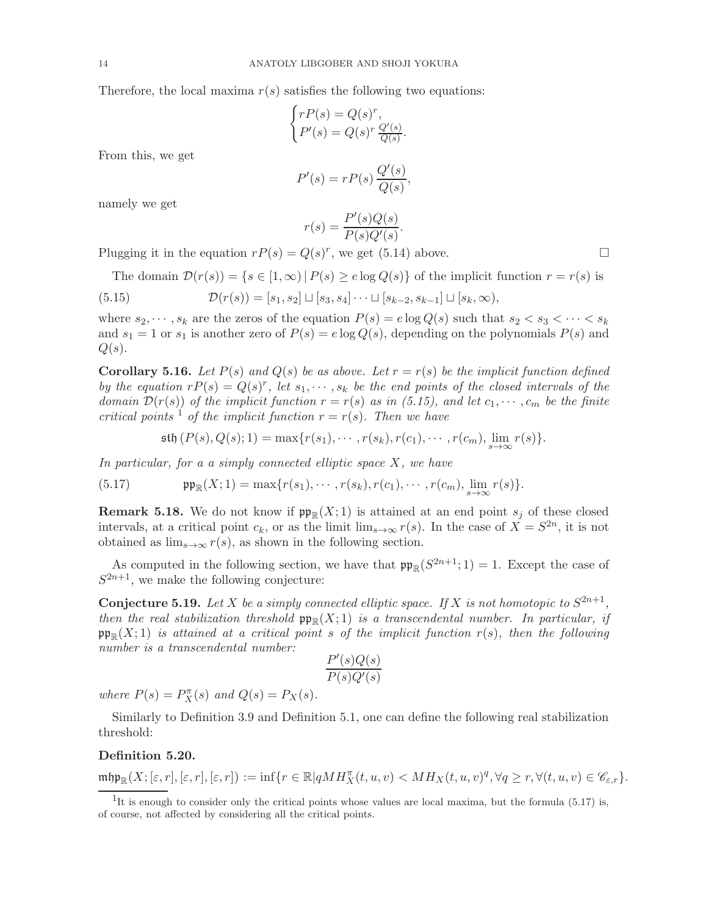Therefore, the local maxima $r(s)$ satisfies the following two equations:

$$
\begin{cases} rP(s) = Q(s)^r, \\ P'(s) = Q(s)^r \frac{Q'(s)}{Q(s)}. \end{cases}
$$

From this, we get

$$
P'(s) = rP(s)\frac{Q'(s)}{Q(s)},
$$

namely we get

$$
r(s) = \frac{P'(s)Q(s)}{P(s)Q'(s)}.
$$

Plugging it in the equation $rP(s) = Q(s)^r$, we get (5.14) above. □

The domain $\mathcal{D}(r(s)) = \{s \in [1, \infty) \,|\, P(s) \geq e \log Q(s)\}$ of the implicit function $r = r(s)$ is

$$
\mathcal{D}(r(s)) = [s_1, s_2] \sqcup [s_3, s_4] \cdots \sqcup [s_{k-2}, s_{k-1}] \sqcup [s_k, \infty), \tag{5.15}
$$

where $s_2, \cdots, s_k$ are the zeros of the equation $P(s) = e \log Q(s)$ such that $s_2 < s_3 < \cdots < s_k$ and $s_1 = 1$ or $s_1$ is another zero of $P(s) = e \log Q(s)$, depending on the polynomials $P(s)$ and $Q(s)$.

**Corollary 5.16.** *Let $P(s)$ and $Q(s)$ be as above. Let $r = r(s)$ be the implicit function defined by the equation $rP(s) = Q(s)^r$, let $s_1, \cdots, s_k$ be the end points of the closed intervals of the domain $\mathcal{D}(r(s))$ of the implicit function $r = r(s)$ as in (5.15), and let $c_1, \cdots, c_m$ be the finite critical points* [1] *of the implicit function $r = r(s)$. Then we have*

$$
\mathfrak{sth}\,(P(s), Q(s); 1) = \max\{r(s_1), \cdots, r(s_k), r(c_1), \cdots, r(c_m), \lim_{s\to\infty} r(s)\}.
$$

*In particular, for a a simply connected elliptic space $X$, we have*

$$
\mathfrak{pp}_{\mathbb{R}}(X; 1) = \max\{r(s_1), \cdots, r(s_k), r(c_1), \cdots, r(c_m), \lim_{s\to\infty} r(s)\}. \tag{5.17}
$$

**Remark 5.18.** We do not know if $\mathfrak{pp}_{\mathbb{R}}(X; 1)$ is attained at an end point $s_j$ of these closed intervals, at a critical point $c_k$, or as the limit $\lim_{s\to\infty} r(s)$. In the case of $X = S^{2n}$, it is not obtained as $\lim_{s\to\infty} r(s)$, as shown in the following section.

As computed in the following section, we have that $\mathfrak{pp}_{\mathbb{R}}(S^{2n+1}; 1) = 1$. Except the case of $S^{2n+1}$, we make the following conjecture:

**Conjecture 5.19.** *Let $X$ be a simply connected elliptic space. If $X$ is not homotopic to $S^{2n+1}$, then the real stabilization threshold $\mathfrak{pp}_{\mathbb{R}}(X; 1)$ is a transcendental number. In particular, if $\mathfrak{pp}_{\mathbb{R}}(X; 1)$ is attained at a critical point $s$ of the implicit function $r(s)$, then the following number is a transcendental number:*

$$
\frac{P'(s)Q(s)}{P(s)Q'(s)}
$$

*where $P(s) = P^{\pi}_X(s)$ and $Q(s) = P_X(s)$.*

Similarly to Definition 3.9 and Definition 5.1, one can define the following real stabilization threshold:

**Definition 5.20.**

$\mathfrak{mhp}_{\mathbb{R}}(X; [\varepsilon, r], [\varepsilon, r], [\varepsilon, r]) := \inf\{r \in \mathbb{R} | qMH^{\pi}_X(t, u, v) < MH_X(t, u, v)^q, \forall q \geq r, \forall (t, u, v) \in \mathscr{C}_{\varepsilon, r}\}.$

---

[1] It is enough to consider only the critical points whose values are local maxima, but the formula (5.17) is, of course, not affected by considering all the critical points.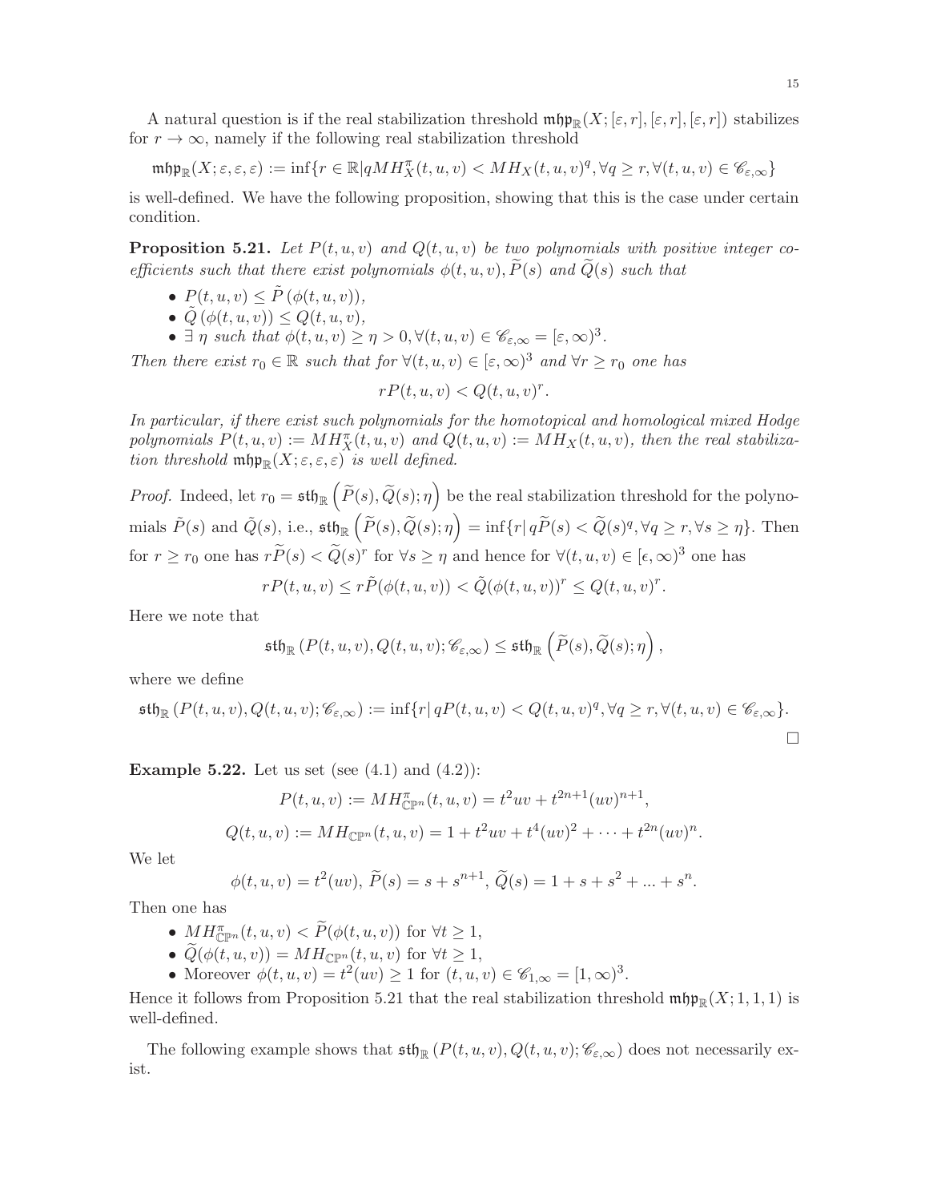A natural question is if the real stabilization threshold $\mathfrak{mhp}_{\mathbb{R}}(X;[\varepsilon,r],[\varepsilon,r],[\varepsilon,r])$ stabilizes for $r\to\infty$, namely if the following real stabilization threshold

$$\mathfrak{mhp}_{\mathbb{R}}(X;\varepsilon,\varepsilon,\varepsilon):=\inf\{r\in\mathbb{R}|qMH^{\pi}_X(t,u,v)<MH_X(t,u,v)^q,\forall q\geq r,\forall(t,u,v)\in\mathscr{C}_{\varepsilon,\infty}\}$$

is well-defined. We have the following proposition, showing that this is the case under certain condition.

**Proposition 5.21.** *Let $P(t,u,v)$ and $Q(t,u,v)$ be two polynomials with positive integer coefficients such that there exist polynomials $\phi(t,u,v),\widetilde{P}(s)$ and $\widetilde{Q}(s)$ such that*

- $P(t,u,v)\leq\tilde{P}\left(\phi(t,u,v)\right)$,
- $\tilde{Q}\left(\phi(t,u,v)\right)\leq Q(t,u,v)$,
- $\exists\ \eta$ *such that* $\phi(t,u,v)\geq\eta>0,\forall(t,u,v)\in\mathscr{C}_{\varepsilon,\infty}=[\varepsilon,\infty)^3$.

*Then there exist $r_0\in\mathbb{R}$ such that for $\forall(t,u,v)\in[\varepsilon,\infty)^3$ and $\forall r\geq r_0$ one has*

$$rP(t,u,v)<Q(t,u,v)^r.$$

*In particular, if there exist such polynomials for the homotopical and homological mixed Hodge polynomials $P(t,u,v):=MH^{\pi}_X(t,u,v)$ and $Q(t,u,v):=MH_X(t,u,v)$, then the real stabilization threshold $\mathfrak{mhp}_{\mathbb{R}}(X;\varepsilon,\varepsilon,\varepsilon)$ is well defined.*

*Proof.* Indeed, let $r_0=\mathfrak{sth}_{\mathbb{R}}\left(\widetilde{P}(s),\widetilde{Q}(s);\eta\right)$ be the real stabilization threshold for the polynomials $\tilde{P}(s)$ and $\tilde{Q}(s)$, i.e., $\mathfrak{sth}_{\mathbb{R}}\left(\widetilde{P}(s),\widetilde{Q}(s);\eta\right)=\inf\{r|\,q\widetilde{P}(s)<\widetilde{Q}(s)^q,\forall q\geq r,\forall s\geq\eta\}$. Then for $r\geq r_0$ one has $r\widetilde{P}(s)<\widetilde{Q}(s)^r$ for $\forall s\geq\eta$ and hence for $\forall(t,u,v)\in[\epsilon,\infty)^3$ one has

$$rP(t,u,v)\leq r\tilde{P}(\phi(t,u,v))<\tilde{Q}(\phi(t,u,v))^r\leq Q(t,u,v)^r.$$

Here we note that

$$\mathfrak{sth}_{\mathbb{R}}\left(P(t,u,v),Q(t,u,v);\mathscr{C}_{\varepsilon,\infty}\right)\leq\mathfrak{sth}_{\mathbb{R}}\left(\widetilde{P}(s),\widetilde{Q}(s);\eta\right),$$

where we define

$$\mathfrak{sth}_{\mathbb{R}}\left(P(t,u,v),Q(t,u,v);\mathscr{C}_{\varepsilon,\infty}\right):=\inf\{r|\,qP(t,u,v)<Q(t,u,v)^q,\forall q\geq r,\forall(t,u,v)\in\mathscr{C}_{\varepsilon,\infty}\}.$$

□

**Example 5.22.** Let us set (see (4.1) and (4.2)):

$$P(t,u,v):=MH^{\pi}_{\mathbb{CP}^n}(t,u,v)=t^2uv+t^{2n+1}(uv)^{n+1},$$

$$Q(t,u,v):=MH_{\mathbb{CP}^n}(t,u,v)=1+t^2uv+t^4(uv)^2+\cdots+t^{2n}(uv)^n.$$

We let

$$\phi(t,u,v)=t^2(uv),\ \widetilde{P}(s)=s+s^{n+1},\ \widetilde{Q}(s)=1+s+s^2+...+s^n.$$

Then one has

- $MH^{\pi}_{\mathbb{CP}^n}(t,u,v)<\widetilde{P}(\phi(t,u,v))$ for $\forall t\geq 1$,
- $\widetilde{Q}(\phi(t,u,v))=MH_{\mathbb{CP}^n}(t,u,v)$ for $\forall t\geq 1$,
- Moreover $\phi(t,u,v)=t^2(uv)\geq 1$ for $(t,u,v)\in\mathscr{C}_{1,\infty}=[1,\infty)^3$.

Hence it follows from Proposition 5.21 that the real stabilization threshold $\mathfrak{mhp}_{\mathbb{R}}(X;1,1,1)$ is well-defined.

The following example shows that $\mathfrak{sth}_{\mathbb{R}}\left(P(t,u,v),Q(t,u,v);\mathscr{C}_{\varepsilon,\infty}\right)$ does not necessarily exist.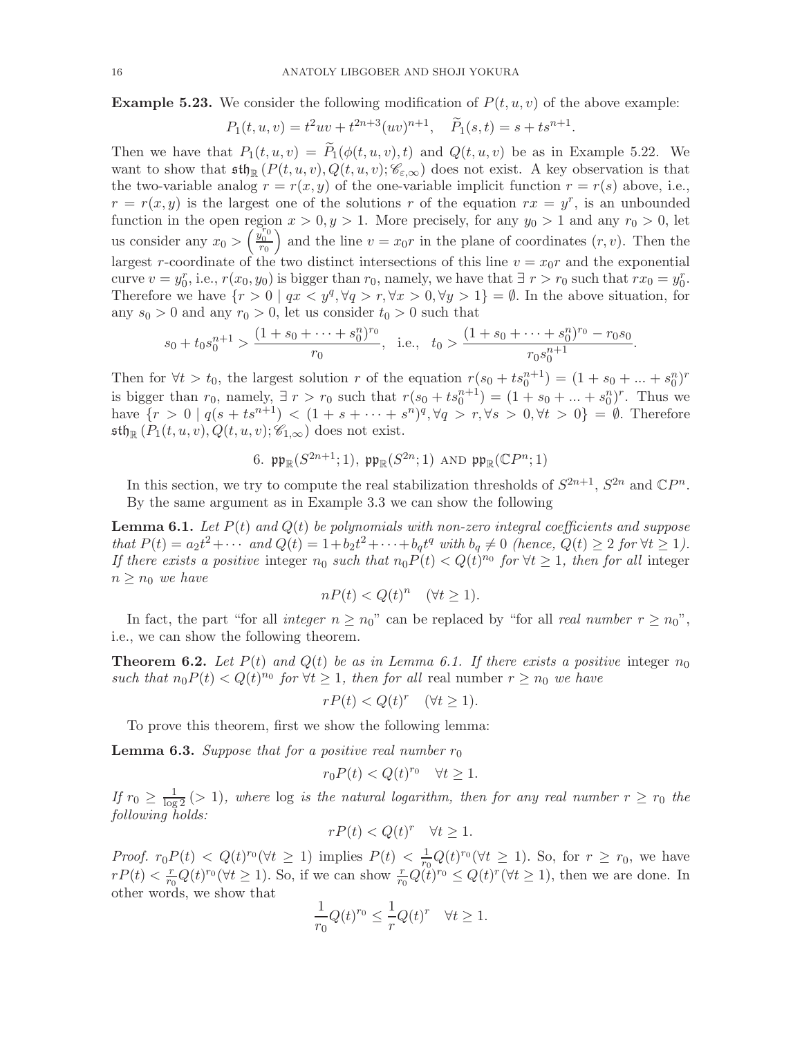**Example 5.23.** We consider the following modification of $P(t,u,v)$ of the above example:

$$P_1(t,u,v) = t^2uv + t^{2n+3}(uv)^{n+1}, \quad \widetilde{P}_1(s,t) = s + ts^{n+1}.$$

Then we have that $P_1(t,u,v) = \widetilde{P}_1(\phi(t,u,v),t)$ and $Q(t,u,v)$ be as in Example 5.22. We want to show that $\mathfrak{sth}_{\mathbb{R}}\left(P(t,u,v), Q(t,u,v); \mathscr{C}_{\varepsilon,\infty}\right)$ does not exist. A key observation is that the two-variable analog $r = r(x,y)$ of the one-variable implicit function $r = r(s)$ above, i.e., $r = r(x,y)$ is the largest one of the solutions $r$ of the equation $rx = y^r$, is an unbounded function in the open region $x > 0, y > 1$. More precisely, for any $y_0 > 1$ and any $r_0 > 0$, let us consider any $x_0 > \left(\frac{y_0^{r_0}}{r_0}\right)$ and the line $v = x_0 r$ in the plane of coordinates $(r,v)$. Then the largest $r$-coordinate of the two distinct intersections of this line $v = x_0 r$ and the exponential curve $v = y_0^r$, i.e., $r(x_0,y_0)$ is bigger than $r_0$, namely, we have that $\exists\, r > r_0$ such that $rx_0 = y_0^r$. Therefore we have $\{r > 0 \mid qx < y^q, \forall q > r, \forall x > 0, \forall y > 1\} = \emptyset$. In the above situation, for any $s_0 > 0$ and any $r_0 > 0$, let us consider $t_0 > 0$ such that

$$s_0 + t_0 s_0^{n+1} > \frac{(1 + s_0 + \cdots + s_0^n)^{r_0}}{r_0}, \quad \text{i.e.,} \quad t_0 > \frac{(1 + s_0 + \cdots + s_0^n)^{r_0} - r_0 s_0}{r_0 s_0^{n+1}}.$$

Then for $\forall t > t_0$, the largest solution $r$ of the equation $r(s_0 + ts_0^{n+1}) = (1 + s_0 + ... + s_0^n)^r$ is bigger than $r_0$, namely, $\exists\, r > r_0$ such that $r(s_0 + ts_0^{n+1}) = (1 + s_0 + ... + s_0^n)^r$. Thus we have $\{r > 0 \mid q(s + ts^{n+1}) < (1 + s + \cdots + s^n)^q, \forall q > r, \forall s > 0, \forall t > 0\} = \emptyset$. Therefore $\mathfrak{sth}_{\mathbb{R}}\left(P_1(t,u,v), Q(t,u,v); \mathscr{C}_{1,\infty}\right)$ does not exist.

## 6. $\mathfrak{pp}_{\mathbb{R}}(S^{2n+1};1)$, $\mathfrak{pp}_{\mathbb{R}}(S^{2n};1)$ and $\mathfrak{pp}_{\mathbb{R}}(\mathbb{C}P^n;1)$

In this section, we try to compute the real stabilization thresholds of $S^{2n+1}$, $S^{2n}$ and $\mathbb{C}P^n$. By the same argument as in Example 3.3 we can show the following

**Lemma 6.1.** *Let $P(t)$ and $Q(t)$ be polynomials with non-zero integral coefficients and suppose that $P(t) = a_2t^2 + \cdots$ and $Q(t) = 1 + b_2t^2 + \cdots + b_qt^q$ with $b_q \neq 0$ (hence, $Q(t) \geq 2$ for $\forall t \geq 1$). If there exists a positive* integer *$n_0$ such that $n_0P(t) < Q(t)^{n_0}$ for $\forall t \geq 1$, then for all* integer *$n \geq n_0$ we have*

$$nP(t) < Q(t)^n \quad (\forall t \geq 1).$$

In fact, the part "for all *integer* $n \geq n_0$" can be replaced by "for all *real number* $r \geq n_0$", i.e., we can show the following theorem.

**Theorem 6.2.** *Let $P(t)$ and $Q(t)$ be as in Lemma 6.1. If there exists a positive* integer *$n_0$ such that $n_0P(t) < Q(t)^{n_0}$ for $\forall t \geq 1$, then for all* real number *$r \geq n_0$ we have*

$$rP(t) < Q(t)^r \quad (\forall t \geq 1).$$

To prove this theorem, first we show the following lemma:

**Lemma 6.3.** *Suppose that for a positive real number $r_0$*

$$r_0P(t) < Q(t)^{r_0} \quad \forall t \geq 1.$$

*If $r_0 \geq \frac{1}{\log 2}\,(> 1)$, where $\log$ is the natural logarithm, then for any real number $r \geq r_0$ the following holds:*

$$rP(t) < Q(t)^r \quad \forall t \geq 1.$$

*Proof.* $r_0P(t) < Q(t)^{r_0} (\forall t \geq 1)$ implies $P(t) < \frac{1}{r_0}Q(t)^{r_0} (\forall t \geq 1)$. So, for $r \geq r_0$, we have $rP(t) < \frac{r}{r_0}Q(t)^{r_0} (\forall t \geq 1)$. So, if we can show $\frac{r}{r_0}Q(t)^{r_0} \leq Q(t)^r (\forall t \geq 1)$, then we are done. In other words, we show that

$$\frac{1}{r_0}Q(t)^{r_0} \leq \frac{1}{r}Q(t)^r \quad \forall t \geq 1.$$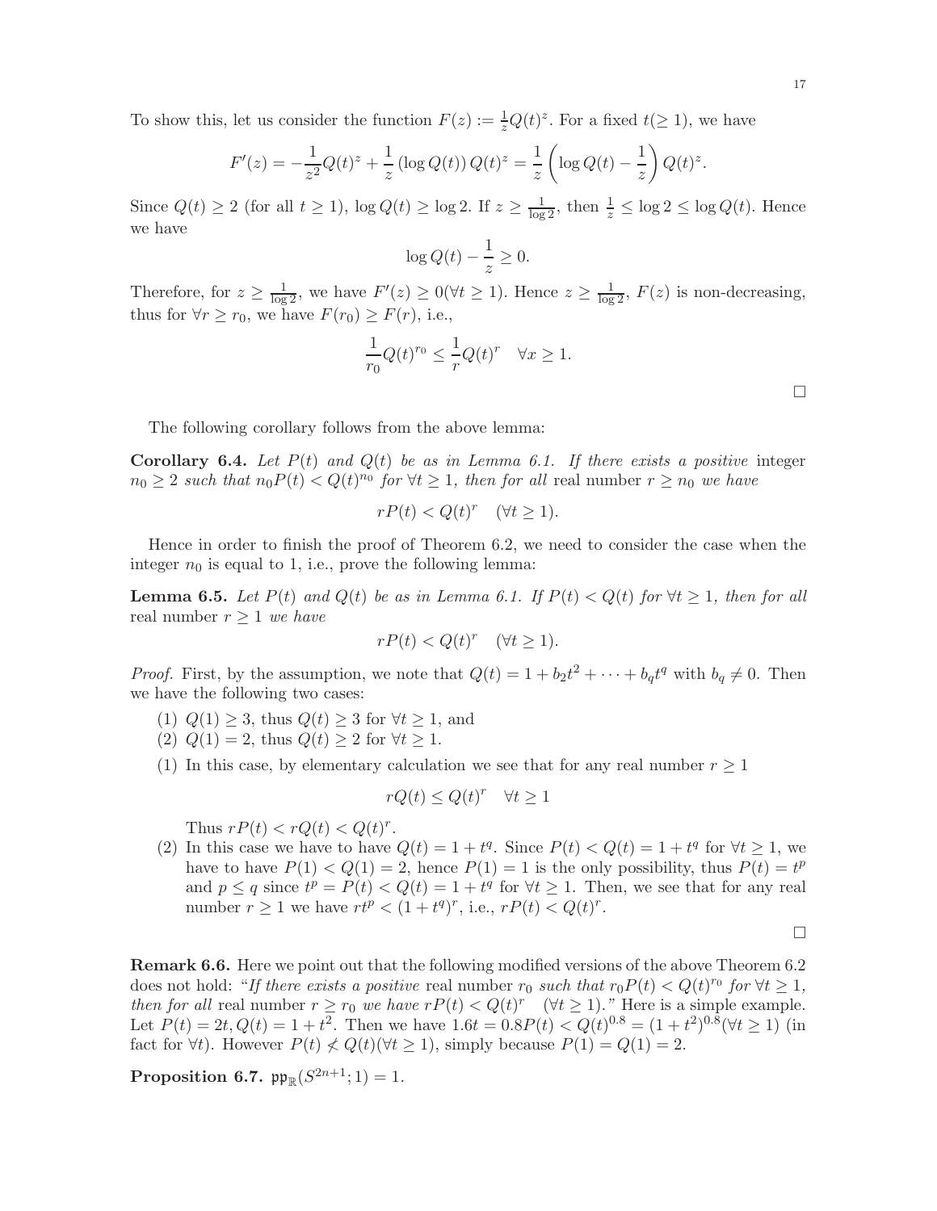To show this, let us consider the function $F(z) := \frac{1}{z}Q(t)^z$. For a fixed $t(\geq 1)$, we have

$$F'(z) = -\frac{1}{z^2}Q(t)^z + \frac{1}{z}\left(\log Q(t)\right)Q(t)^z = \frac{1}{z}\left(\log Q(t) - \frac{1}{z}\right)Q(t)^z.$$

Since $Q(t) \geq 2$ (for all $t \geq 1$), $\log Q(t) \geq \log 2$. If $z \geq \frac{1}{\log 2}$, then $\frac{1}{z} \leq \log 2 \leq \log Q(t)$. Hence we have

$$\log Q(t) - \frac{1}{z} \geq 0.$$

Therefore, for $z \geq \frac{1}{\log 2}$, we have $F'(z) \geq 0 (\forall t \geq 1)$. Hence $z \geq \frac{1}{\log 2}$, $F(z)$ is non-decreasing, thus for $\forall r \geq r_0$, we have $F(r_0) \geq F(r)$, i.e.,

$$\frac{1}{r_0}Q(t)^{r_0} \leq \frac{1}{r}Q(t)^r \quad \forall x \geq 1.$$

□

The following corollary follows from the above lemma:

**Corollary 6.4.** *Let $P(t)$ and $Q(t)$ be as in Lemma 6.1. If there exists a positive* integer $n_0 \geq 2$ *such that $n_0 P(t) < Q(t)^{n_0}$ for $\forall t \geq 1$, then for all* real number $r \geq n_0$ *we have*

$$rP(t) < Q(t)^r \quad (\forall t \geq 1).$$

Hence in order to finish the proof of Theorem 6.2, we need to consider the case when the integer $n_0$ is equal to 1, i.e., prove the following lemma:

**Lemma 6.5.** *Let $P(t)$ and $Q(t)$ be as in Lemma 6.1. If $P(t) < Q(t)$ for $\forall t \geq 1$, then for all* real number $r \geq 1$ *we have*

$$rP(t) < Q(t)^r \quad (\forall t \geq 1).$$

*Proof.* First, by the assumption, we note that $Q(t) = 1 + b_2 t^2 + \cdots + b_q t^q$ with $b_q \neq 0$. Then we have the following two cases:

(1) $Q(1) \geq 3$, thus $Q(t) \geq 3$ for $\forall t \geq 1$, and
(2) $Q(1) = 2$, thus $Q(t) \geq 2$ for $\forall t \geq 1$.

(1) In this case, by elementary calculation we see that for any real number $r \geq 1$

$$rQ(t) \leq Q(t)^r \quad \forall t \geq 1$$

Thus $rP(t) < rQ(t) < Q(t)^r$.

(2) In this case we have to have $Q(t) = 1 + t^q$. Since $P(t) < Q(t) = 1 + t^q$ for $\forall t \geq 1$, we have to have $P(1) < Q(1) = 2$, hence $P(1) = 1$ is the only possibility, thus $P(t) = t^p$ and $p \leq q$ since $t^p = P(t) < Q(t) = 1 + t^q$ for $\forall t \geq 1$. Then, we see that for any real number $r \geq 1$ we have $rt^p < (1 + t^q)^r$, i.e., $rP(t) < Q(t)^r$.

□

**Remark 6.6.** Here we point out that the following modified versions of the above Theorem 6.2 does not hold: "*If there exists a positive* real number $r_0$ *such that $r_0 P(t) < Q(t)^{r_0}$ for $\forall t \geq 1$, then for all* real number $r \geq r_0$ *we have $rP(t) < Q(t)^r \quad (\forall t \geq 1)$.*" Here is a simple example. Let $P(t) = 2t, Q(t) = 1 + t^2$. Then we have $1.6t = 0.8P(t) < Q(t)^{0.8} = (1 + t^2)^{0.8} (\forall t \geq 1)$ (in fact for $\forall t$). However $P(t) \not< Q(t) (\forall t \geq 1)$, simply because $P(1) = Q(1) = 2$.

**Proposition 6.7.** $\mathfrak{pp}_{\mathbb{R}}(S^{2n+1}; 1) = 1$.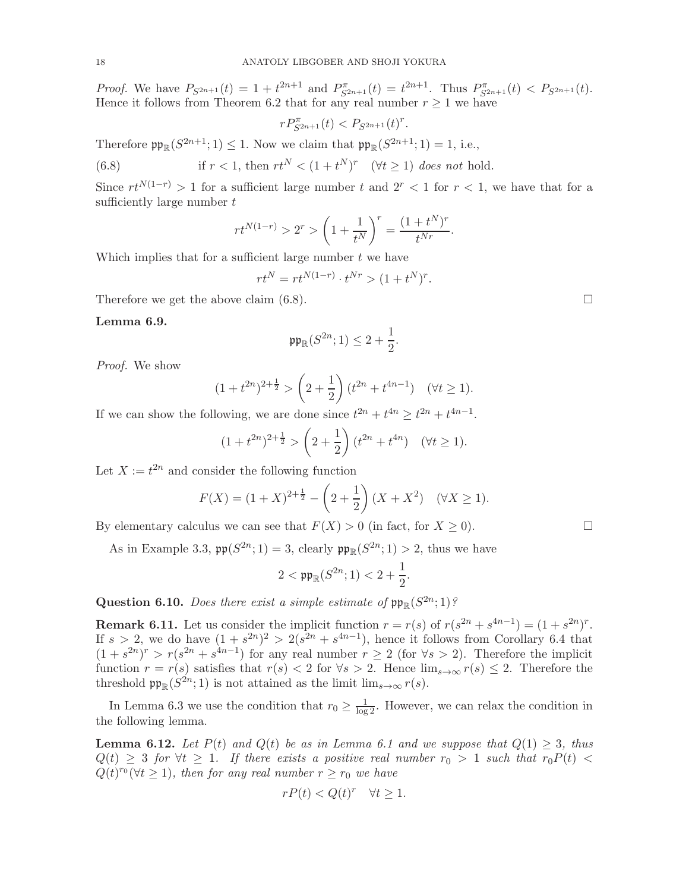*Proof.* We have $P_{S^{2n+1}}(t) = 1 + t^{2n+1}$ and $P^{\pi}_{S^{2n+1}}(t) = t^{2n+1}$. Thus $P^{\pi}_{S^{2n+1}}(t) < P_{S^{2n+1}}(t)$. Hence it follows from Theorem 6.2 that for any real number $r \geq 1$ we have

$$rP^{\pi}_{S^{2n+1}}(t) < P_{S^{2n+1}}(t)^r.$$

Therefore $\mathfrak{pp}_{\mathbb{R}}(S^{2n+1}; 1) \leq 1$. Now we claim that $\mathfrak{pp}_{\mathbb{R}}(S^{2n+1}; 1) = 1$, i.e.,

$$\text{(6.8)} \qquad \text{if } r < 1, \text{ then } rt^N < (1 + t^N)^r \quad (\forall t \geq 1) \textit{ does not } \text{hold.}$$

Since $rt^{N(1-r)} > 1$ for a sufficient large number $t$ and $2^r < 1$ for $r < 1$, we have that for a sufficiently large number $t$

$$rt^{N(1-r)} > 2^r > \left(1 + \frac{1}{t^N}\right)^r = \frac{(1 + t^N)^r}{t^{Nr}}.$$

Which implies that for a sufficient large number $t$ we have

$$rt^N = rt^{N(1-r)} \cdot t^{Nr} > (1 + t^N)^r.$$

Therefore we get the above claim (6.8). □

**Lemma 6.9.**

$$\mathfrak{pp}_{\mathbb{R}}(S^{2n}; 1) \leq 2 + \frac{1}{2}.$$

*Proof.* We show

$$(1 + t^{2n})^{2+\frac{1}{2}} > \left(2 + \frac{1}{2}\right)(t^{2n} + t^{4n-1}) \quad (\forall t \geq 1).$$

If we can show the following, we are done since $t^{2n} + t^{4n} \geq t^{2n} + t^{4n-1}$.

$$(1 + t^{2n})^{2+\frac{1}{2}} > \left(2 + \frac{1}{2}\right)(t^{2n} + t^{4n}) \quad (\forall t \geq 1).$$

Let $X := t^{2n}$ and consider the following function

$$F(X) = (1 + X)^{2+\frac{1}{2}} - \left(2 + \frac{1}{2}\right)(X + X^2) \quad (\forall X \geq 1).$$

By elementary calculus we can see that $F(X) > 0$ (in fact, for $X \geq 0$). □

As in Example 3.3, $\mathfrak{pp}(S^{2n}; 1) = 3$, clearly $\mathfrak{pp}_{\mathbb{R}}(S^{2n}; 1) > 2$, thus we have

$$2 < \mathfrak{pp}_{\mathbb{R}}(S^{2n}; 1) < 2 + \frac{1}{2}.$$

**Question 6.10.** *Does there exist a simple estimate of $\mathfrak{pp}_{\mathbb{R}}(S^{2n}; 1)$?*

**Remark 6.11.** Let us consider the implicit function $r = r(s)$ of $r(s^{2n} + s^{4n-1}) = (1 + s^{2n})^r$. If $s > 2$, we do have $(1 + s^{2n})^2 > 2(s^{2n} + s^{4n-1})$, hence it follows from Corollary 6.4 that $(1 + s^{2n})^r > r(s^{2n} + s^{4n-1})$ for any real number $r \geq 2$ (for $\forall s > 2$). Therefore the implicit function $r = r(s)$ satisfies that $r(s) < 2$ for $\forall s > 2$. Hence $\lim_{s \to \infty} r(s) \leq 2$. Therefore the threshold $\mathfrak{pp}_{\mathbb{R}}(S^{2n}; 1)$ is not attained as the limit $\lim_{s \to \infty} r(s)$.

In Lemma 6.3 we use the condition that $r_0 \geq \frac{1}{\log 2}$. However, we can relax the condition in the following lemma.

**Lemma 6.12.** *Let $P(t)$ and $Q(t)$ be as in Lemma 6.1 and we suppose that $Q(1) \geq 3$, thus $Q(t) \geq 3$ for $\forall t \geq 1$. If there exists a positive real number $r_0 > 1$ such that $r_0 P(t) < Q(t)^{r_0} (\forall t \geq 1)$, then for any real number $r \geq r_0$ we have*

$$rP(t) < Q(t)^r \quad \forall t \geq 1.$$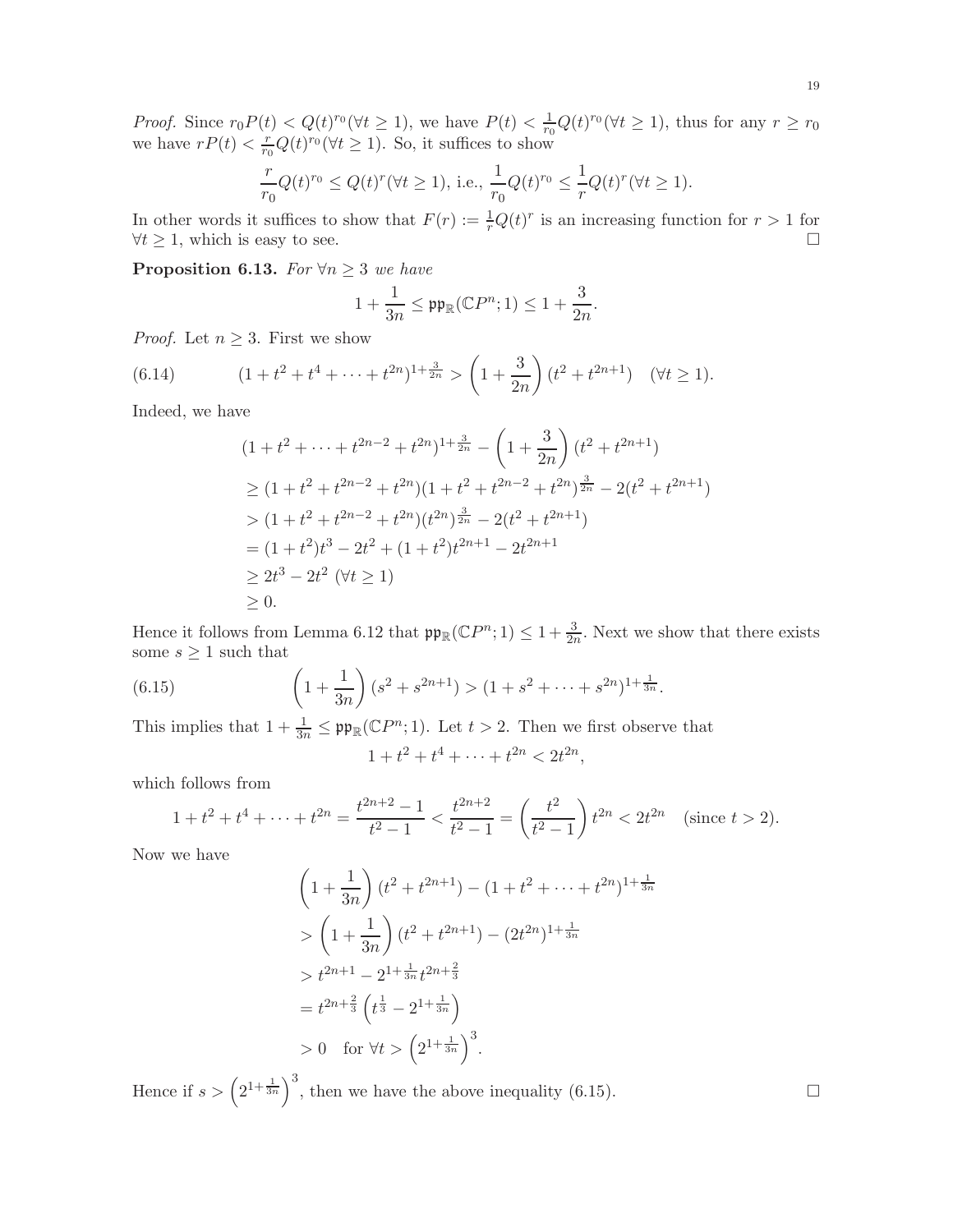*Proof.* Since $r_0 P(t) < Q(t)^{r_0} (\forall t \geq 1)$, we have $P(t) < \frac{1}{r_0} Q(t)^{r_0} (\forall t \geq 1)$, thus for any $r \geq r_0$ we have $rP(t) < \frac{r}{r_0} Q(t)^{r_0} (\forall t \geq 1)$. So, it suffices to show

$$\frac{r}{r_0} Q(t)^{r_0} \leq Q(t)^r (\forall t \geq 1), \text{ i.e., } \frac{1}{r_0} Q(t)^{r_0} \leq \frac{1}{r} Q(t)^r (\forall t \geq 1).$$

In other words it suffices to show that $F(r) := \frac{1}{r} Q(t)^r$ is an increasing function for $r > 1$ for $\forall t \geq 1$, which is easy to see. $\square$

**Proposition 6.13.** *For $\forall n \geq 3$ we have*

$$1 + \frac{1}{3n} \leq \mathfrak{pp}_{\mathbb{R}}(\mathbb{C}P^n; 1) \leq 1 + \frac{3}{2n}.$$

*Proof.* Let $n \geq 3$. First we show

$$(6.14) \qquad (1 + t^2 + t^4 + \cdots + t^{2n})^{1+\frac{3}{2n}} > \left(1 + \frac{3}{2n}\right)(t^2 + t^{2n+1}) \quad (\forall t \geq 1).$$

Indeed, we have

$$\begin{aligned}
&(1 + t^2 + \cdots + t^{2n-2} + t^{2n})^{1+\frac{3}{2n}} - \left(1 + \frac{3}{2n}\right)(t^2 + t^{2n+1}) \\
&\geq (1 + t^2 + t^{2n-2} + t^{2n})(1 + t^2 + t^{2n-2} + t^{2n})^{\frac{3}{2n}} - 2(t^2 + t^{2n+1}) \\
&> (1 + t^2 + t^{2n-2} + t^{2n})(t^{2n})^{\frac{3}{2n}} - 2(t^2 + t^{2n+1}) \\
&= (1 + t^2)t^3 - 2t^2 + (1 + t^2)t^{2n+1} - 2t^{2n+1} \\
&\geq 2t^3 - 2t^2 \ (\forall t \geq 1) \\
&\geq 0.
\end{aligned}$$

Hence it follows from Lemma 6.12 that $\mathfrak{pp}_{\mathbb{R}}(\mathbb{C}P^n; 1) \leq 1 + \frac{3}{2n}$. Next we show that there exists some $s \geq 1$ such that

$$(6.15) \qquad \left(1 + \frac{1}{3n}\right)(s^2 + s^{2n+1}) > (1 + s^2 + \cdots + s^{2n})^{1+\frac{1}{3n}}.$$

This implies that $1 + \frac{1}{3n} \leq \mathfrak{pp}_{\mathbb{R}}(\mathbb{C}P^n; 1)$. Let $t > 2$. Then we first observe that

$$1 + t^2 + t^4 + \cdots + t^{2n} < 2t^{2n},$$

which follows from

$$1 + t^2 + t^4 + \cdots + t^{2n} = \frac{t^{2n+2} - 1}{t^2 - 1} < \frac{t^{2n+2}}{t^2 - 1} = \left(\frac{t^2}{t^2 - 1}\right) t^{2n} < 2t^{2n} \quad (\text{since } t > 2).$$

Now we have

$$\begin{aligned}
&\left(1 + \frac{1}{3n}\right)(t^2 + t^{2n+1}) - (1 + t^2 + \cdots + t^{2n})^{1+\frac{1}{3n}} \\
&> \left(1 + \frac{1}{3n}\right)(t^2 + t^{2n+1}) - (2t^{2n})^{1+\frac{1}{3n}} \\
&> t^{2n+1} - 2^{1+\frac{1}{3n}} t^{2n+\frac{2}{3}} \\
&= t^{2n+\frac{2}{3}} \left(t^{\frac{1}{3}} - 2^{1+\frac{1}{3n}}\right) \\
&> 0 \quad \text{for } \forall t > \left(2^{1+\frac{1}{3n}}\right)^3.
\end{aligned}$$

Hence if $s > \left(2^{1+\frac{1}{3n}}\right)^3$, then we have the above inequality (6.15). $\square$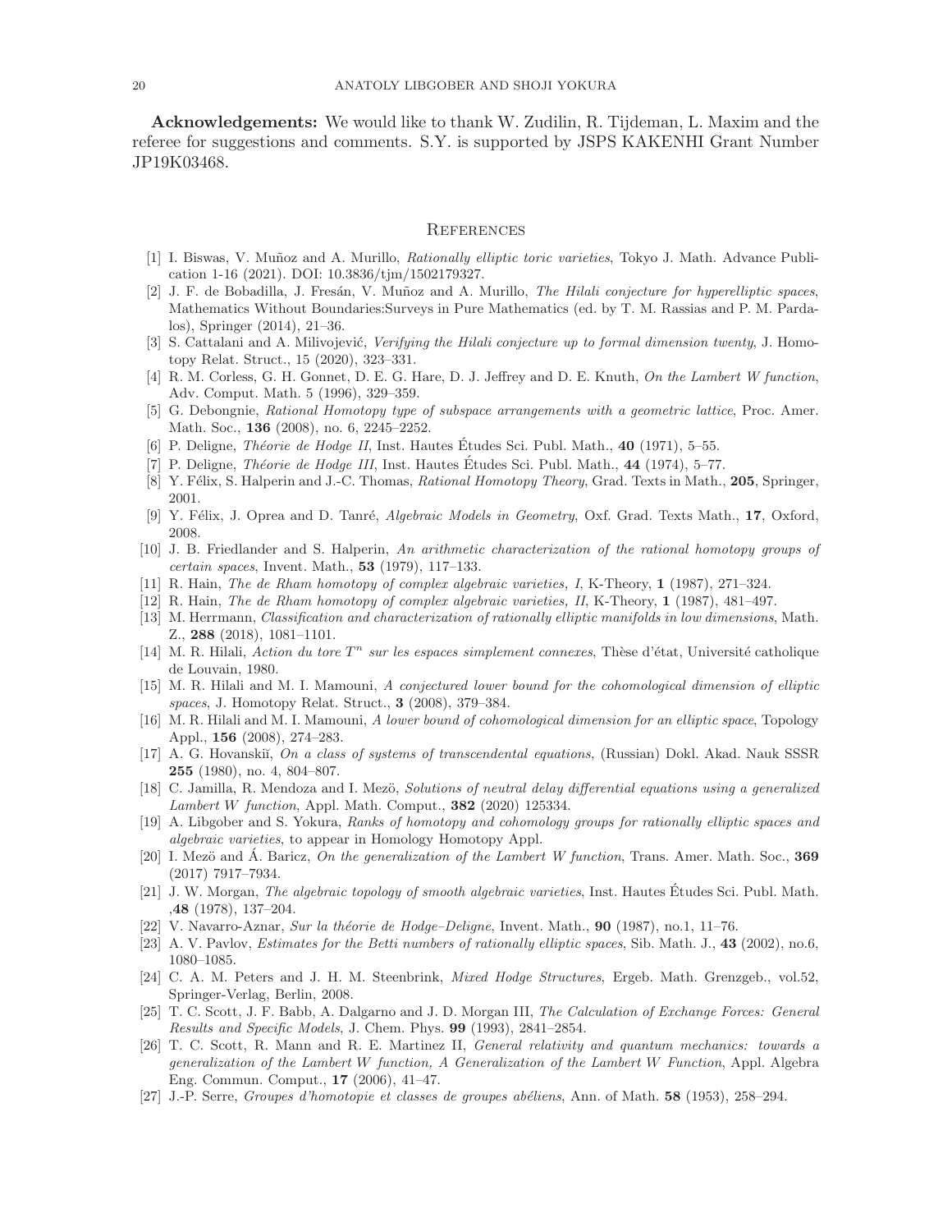**Acknowledgements:** We would like to thank W. Zudilin, R. Tijdeman, L. Maxim and the referee for suggestions and comments. S.Y. is supported by JSPS KAKENHI Grant Number JP19K03468.

## References

[1] I. Biswas, V. Muñoz and A. Murillo, *Rationally elliptic toric varieties*, Tokyo J. Math. Advance Publication 1-16 (2021). DOI: 10.3836/tjm/1502179327.

[2] J. F. de Bobadilla, J. Fresán, V. Muñoz and A. Murillo, *The Hilali conjecture for hyperelliptic spaces*, Mathematics Without Boundaries:Surveys in Pure Mathematics (ed. by T. M. Rassias and P. M. Pardalos), Springer (2014), 21–36.

[3] S. Cattalani and A. Milivojević, *Verifying the Hilali conjecture up to formal dimension twenty*, J. Homotopy Relat. Struct., 15 (2020), 323–331.

[4] R. M. Corless, G. H. Gonnet, D. E. G. Hare, D. J. Jeffrey and D. E. Knuth, *On the Lambert W function*, Adv. Comput. Math. 5 (1996), 329–359.

[5] G. Debongnie, *Rational Homotopy type of subspace arrangements with a geometric lattice*, Proc. Amer. Math. Soc., **136** (2008), no. 6, 2245–2252.

[6] P. Deligne, *Théorie de Hodge II*, Inst. Hautes Études Sci. Publ. Math., **40** (1971), 5–55.

[7] P. Deligne, *Théorie de Hodge III*, Inst. Hautes Études Sci. Publ. Math., **44** (1974), 5–77.

[8] Y. Félix, S. Halperin and J.-C. Thomas, *Rational Homotopy Theory*, Grad. Texts in Math., **205**, Springer, 2001.

[9] Y. Félix, J. Oprea and D. Tanré, *Algebraic Models in Geometry*, Oxf. Grad. Texts Math., **17**, Oxford, 2008.

[10] J. B. Friedlander and S. Halperin, *An arithmetic characterization of the rational homotopy groups of certain spaces*, Invent. Math., **53** (1979), 117–133.

[11] R. Hain, *The de Rham homotopy of complex algebraic varieties, I*, K-Theory, **1** (1987), 271–324.

[12] R. Hain, *The de Rham homotopy of complex algebraic varieties, II*, K-Theory, **1** (1987), 481–497.

[13] M. Herrmann, *Classification and characterization of rationally elliptic manifolds in low dimensions*, Math. Z., **288** (2018), 1081–1101.

[14] M. R. Hilali, *Action du tore $T^n$ sur les espaces simplement connexes*, Thèse d'état, Université catholique de Louvain, 1980.

[15] M. R. Hilali and M. I. Mamouni, *A conjectured lower bound for the cohomological dimension of elliptic spaces*, J. Homotopy Relat. Struct., **3** (2008), 379–384.

[16] M. R. Hilali and M. I. Mamouni, *A lower bound of cohomological dimension for an elliptic space*, Topology Appl., **156** (2008), 274–283.

[17] A. G. Hovanskiĭ, *On a class of systems of transcendental equations*, (Russian) Dokl. Akad. Nauk SSSR **255** (1980), no. 4, 804–807.

[18] C. Jamilla, R. Mendoza and I. Mezö, *Solutions of neutral delay differential equations using a generalized Lambert W function*, Appl. Math. Comput., **382** (2020) 125334.

[19] A. Libgober and S. Yokura, *Ranks of homotopy and cohomology groups for rationally elliptic spaces and algebraic varieties*, to appear in Homology Homotopy Appl.

[20] I. Mezö and Á. Baricz, *On the generalization of the Lambert W function*, Trans. Amer. Math. Soc., **369** (2017) 7917–7934.

[21] J. W. Morgan, *The algebraic topology of smooth algebraic varieties*, Inst. Hautes Études Sci. Publ. Math. ,**48** (1978), 137–204.

[22] V. Navarro-Aznar, *Sur la théorie de Hodge–Deligne*, Invent. Math., **90** (1987), no.1, 11–76.

[23] A. V. Pavlov, *Estimates for the Betti numbers of rationally elliptic spaces*, Sib. Math. J., **43** (2002), no.6, 1080–1085.

[24] C. A. M. Peters and J. H. M. Steenbrink, *Mixed Hodge Structures*, Ergeb. Math. Grenzgeb., vol.52, Springer-Verlag, Berlin, 2008.

[25] T. C. Scott, J. F. Babb, A. Dalgarno and J. D. Morgan III, *The Calculation of Exchange Forces: General Results and Specific Models*, J. Chem. Phys. **99** (1993), 2841–2854.

[26] T. C. Scott, R. Mann and R. E. Martinez II, *General relativity and quantum mechanics: towards a generalization of the Lambert W function, A Generalization of the Lambert W Function*, Appl. Algebra Eng. Commun. Comput., **17** (2006), 41–47.

[27] J.-P. Serre, *Groupes d'homotopie et classes de groupes abéliens*, Ann. of Math. **58** (1953), 258–294.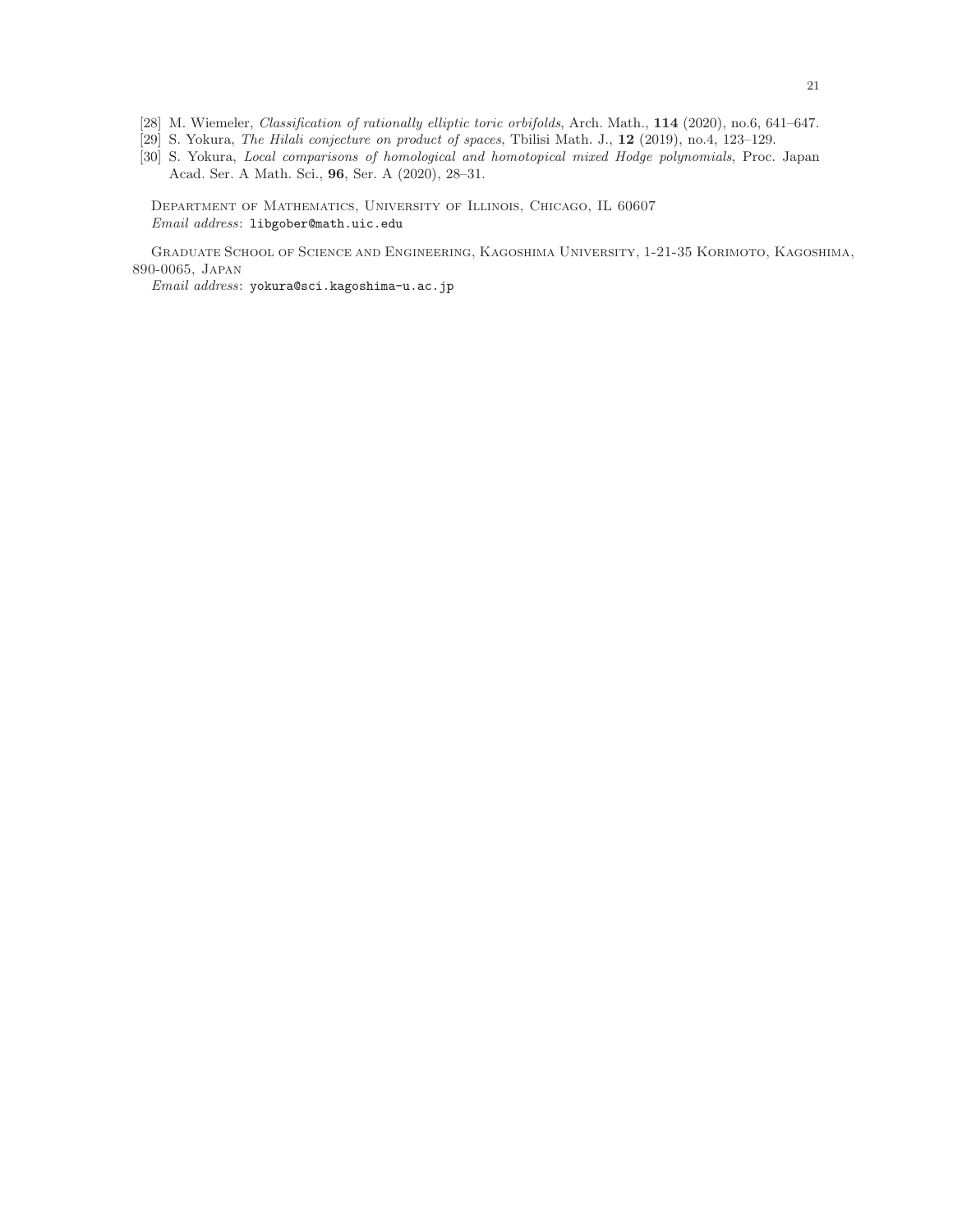[28] M. Wiemeler, *Classification of rationally elliptic toric orbifolds*, Arch. Math., **114** (2020), no.6, 641–647.

[29] S. Yokura, *The Hilali conjecture on product of spaces*, Tbilisi Math. J., **12** (2019), no.4, 123–129.

[30] S. Yokura, *Local comparisons of homological and homotopical mixed Hodge polynomials*, Proc. Japan Acad. Ser. A Math. Sci., **96**, Ser. A (2020), 28–31.

Department of Mathematics, University of Illinois, Chicago, IL 60607
*Email address*: libgober@math.uic.edu

Graduate School of Science and Engineering, Kagoshima University, 1-21-35 Korimoto, Kagoshima, 890-0065, Japan
*Email address*: yokura@sci.kagoshima-u.ac.jp